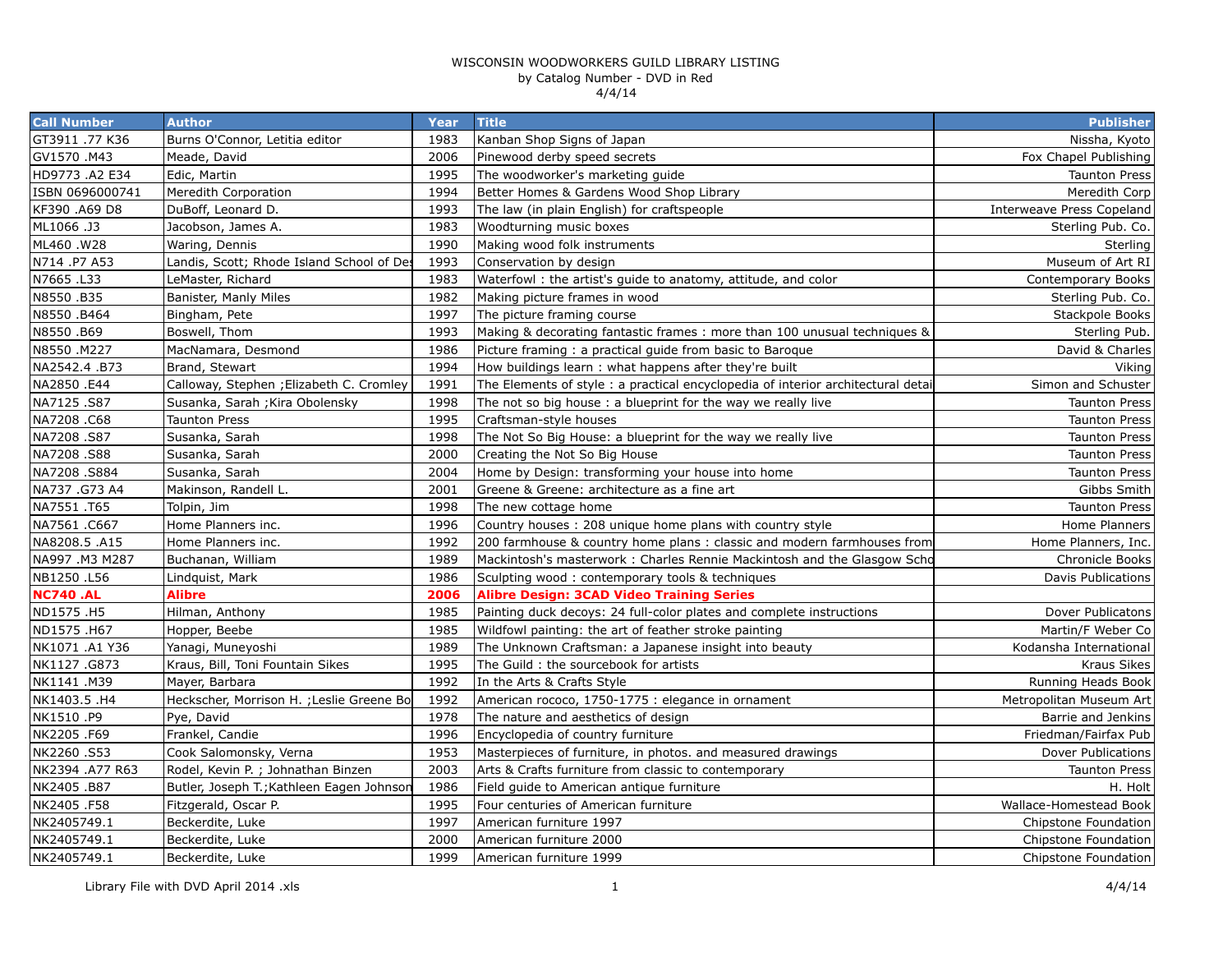# WISCONSIN WOODWORKERS GUILD LIBRARY LISTING

by Catalog Number - DVD in Red

4/4/14

| Call Number | Author | Year | Title | Publisher |
|---|---|---|---|---|
| GT3911 .77 K36 | Burns O'Connor, Letitia editor | 1983 | Kanban Shop Signs of Japan | Nissha, Kyoto |
| GV1570 .M43 | Meade, David | 2006 | Pinewood derby speed secrets | Fox Chapel Publishing |
| HD9773 .A2 E34 | Edic, Martin | 1995 | The woodworker's marketing guide | Taunton Press |
| ISBN 0696000741 | Meredith Corporation | 1994 | Better Homes & Gardens Wood Shop Library | Meredith Corp |
| KF390 .A69 D8 | DuBoff, Leonard D. | 1993 | The law (in plain English) for craftspeople | Interweave Press Copeland |
| ML1066 .J3 | Jacobson, James A. | 1983 | Woodturning music boxes | Sterling Pub. Co. |
| ML460 .W28 | Waring, Dennis | 1990 | Making wood folk instruments | Sterling |
| N714 .P7 A53 | Landis, Scott; Rhode Island School of De | 1993 | Conservation by design | Museum of Art RI |
| N7665 .L33 | LeMaster, Richard | 1983 | Waterfowl : the artist's guide to anatomy, attitude, and color | Contemporary Books |
| N8550 .B35 | Banister, Manly Miles | 1982 | Making picture frames in wood | Sterling Pub. Co. |
| N8550 .B464 | Bingham, Pete | 1997 | The picture framing course | Stackpole Books |
| N8550 .B69 | Boswell, Thom | 1993 | Making & decorating fantastic frames : more than 100 unusual techniques & | Sterling Pub. |
| N8550 .M227 | MacNamara, Desmond | 1986 | Picture framing : a practical guide from basic to Baroque | David & Charles |
| NA2542.4 .B73 | Brand, Stewart | 1994 | How buildings learn : what happens after they're built | Viking |
| NA2850 .E44 | Calloway, Stephen ;Elizabeth C. Cromley | 1991 | The Elements of style : a practical encyclopedia of interior architectural detai | Simon and Schuster |
| NA7125 .S87 | Susanka, Sarah ;Kira Obolensky | 1998 | The not so big house : a blueprint for the way we really live | Taunton Press |
| NA7208 .C68 | Taunton Press | 1995 | Craftsman-style houses | Taunton Press |
| NA7208 .S87 | Susanka, Sarah | 1998 | The Not So Big House: a blueprint for the way we really live | Taunton Press |
| NA7208 .S88 | Susanka, Sarah | 2000 | Creating the Not So Big House | Taunton Press |
| NA7208 .S884 | Susanka, Sarah | 2004 | Home by Design: transforming your house into home | Taunton Press |
| NA737 .G73 A4 | Makinson, Randell L. | 2001 | Greene & Greene: architecture as a fine art | Gibbs Smith |
| NA7551 .T65 | Tolpin, Jim | 1998 | The new cottage home | Taunton Press |
| NA7561 .C667 | Home Planners inc. | 1996 | Country houses : 208 unique home plans with country style | Home Planners |
| NA8208.5 .A15 | Home Planners inc. | 1992 | 200 farmhouse & country home plans : classic and modern farmhouses from | Home Planners, Inc. |
| NA997 .M3 M287 | Buchanan, William | 1989 | Mackintosh's masterwork : Charles Rennie Mackintosh and the Glasgow Scho | Chronicle Books |
| NB1250 .L56 | Lindquist, Mark | 1986 | Sculpting wood : contemporary tools & techniques | Davis Publications |
| **NC740 .AL** | **Alibre** | **2006** | **Alibre Design: 3CAD Video Training Series** | |
| ND1575 .H5 | Hilman, Anthony | 1985 | Painting duck decoys: 24 full-color plates and complete instructions | Dover Publicatons |
| ND1575 .H67 | Hopper, Beebe | 1985 | Wildfowl painting: the art of feather stroke painting | Martin/F Weber Co |
| NK1071 .A1 Y36 | Yanagi, Muneyoshi | 1989 | The Unknown Craftsman: a Japanese insight into beauty | Kodansha International |
| NK1127 .G873 | Kraus, Bill, Toni Fountain Sikes | 1995 | The Guild : the sourcebook for artists | Kraus Sikes |
| NK1141 .M39 | Mayer, Barbara | 1992 | In the Arts & Crafts Style | Running Heads Book |
| NK1403.5 .H4 | Heckscher, Morrison H. ;Leslie Greene Bo | 1992 | American rococo, 1750-1775 : elegance in ornament | Metropolitan Museum Art |
| NK1510 .P9 | Pye, David | 1978 | The nature and aesthetics of design | Barrie and Jenkins |
| NK2205 .F69 | Frankel, Candie | 1996 | Encyclopedia of country furniture | Friedman/Fairfax Pub |
| NK2260 .S53 | Cook Salomonsky, Verna | 1953 | Masterpieces of furniture, in photos. and measured drawings | Dover Publications |
| NK2394 .A77 R63 | Rodel, Kevin P. ; Johnathan Binzen | 2003 | Arts & Crafts furniture from classic to contemporary | Taunton Press |
| NK2405 .B87 | Butler, Joseph T.;Kathleen Eagen Johnson | 1986 | Field guide to American antique furniture | H. Holt |
| NK2405 .F58 | Fitzgerald, Oscar P. | 1995 | Four centuries of American furniture | Wallace-Homestead Book |
| NK2405749.1 | Beckerdite, Luke | 1997 | American furniture 1997 | Chipstone Foundation |
| NK2405749.1 | Beckerdite, Luke | 2000 | American furniture 2000 | Chipstone Foundation |
| NK2405749.1 | Beckerdite, Luke | 1999 | American furniture 1999 | Chipstone Foundation |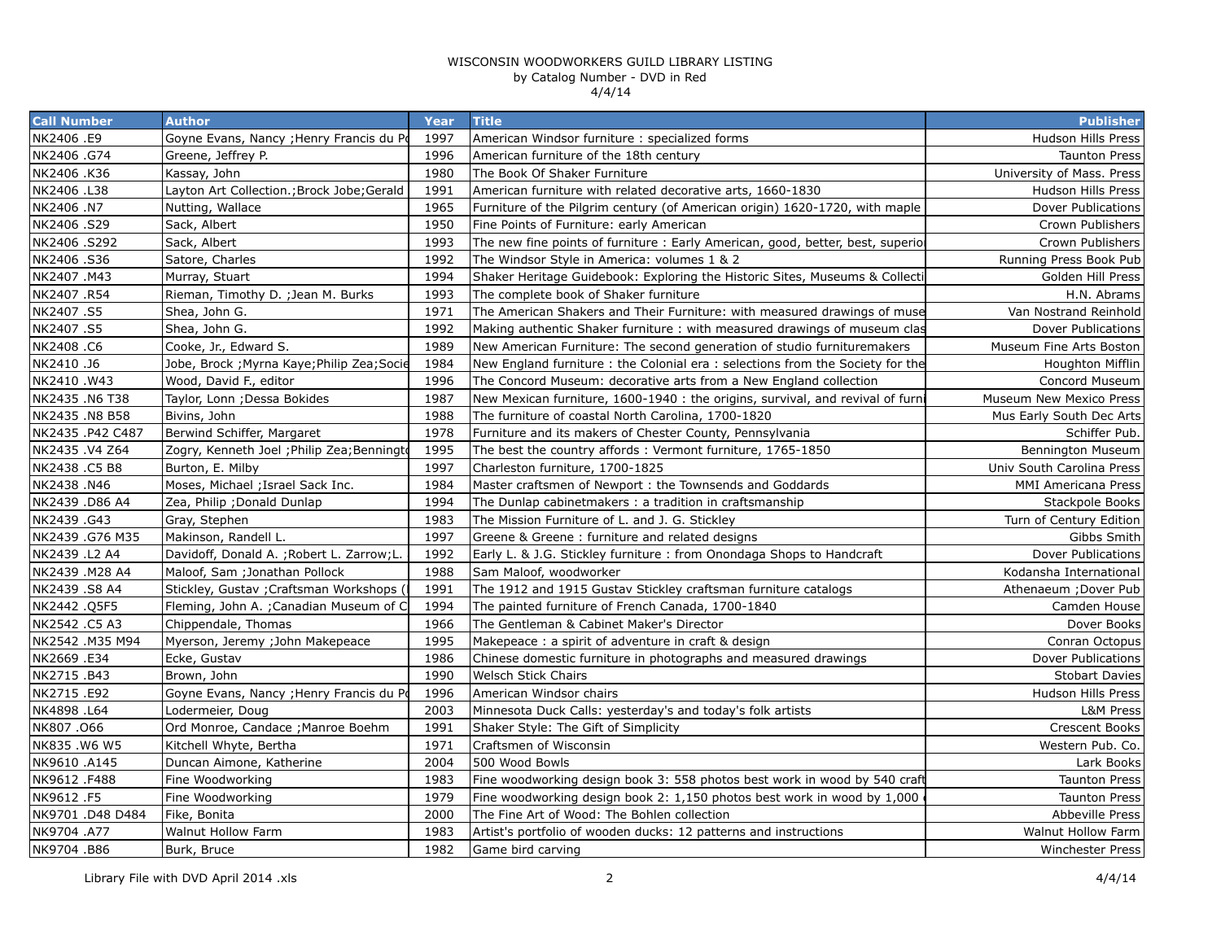WISCONSIN WOODWORKERS GUILD LIBRARY LISTING
by Catalog Number - DVD in Red
4/4/14

| Call Number | Author | Year | Title | Publisher |
|---|---|---|---|---|
| NK2406 .E9 | Goyne Evans, Nancy ;Henry Francis du Po | 1997 | American Windsor furniture : specialized forms | Hudson Hills Press |
| NK2406 .G74 | Greene, Jeffrey P. | 1996 | American furniture of the 18th century | Taunton Press |
| NK2406 .K36 | Kassay, John | 1980 | The Book Of Shaker Furniture | University of Mass. Press |
| NK2406 .L38 | Layton Art Collection.;Brock Jobe;Gerald | 1991 | American furniture with related decorative arts, 1660-1830 | Hudson Hills Press |
| NK2406 .N7 | Nutting, Wallace | 1965 | Furniture of the Pilgrim century (of American origin) 1620-1720, with maple | Dover Publications |
| NK2406 .S29 | Sack, Albert | 1950 | Fine Points of Furniture: early American | Crown Publishers |
| NK2406 .S292 | Sack, Albert | 1993 | The new fine points of furniture : Early American, good, better, best, superio | Crown Publishers |
| NK2406 .S36 | Satore, Charles | 1992 | The Windsor Style in America: volumes 1 & 2 | Running Press Book Pub |
| NK2407 .M43 | Murray, Stuart | 1994 | Shaker Heritage Guidebook: Exploring the Historic Sites, Museums & Collecti | Golden Hill Press |
| NK2407 .R54 | Rieman, Timothy D. ;Jean M. Burks | 1993 | The complete book of Shaker furniture | H.N. Abrams |
| NK2407 .S5 | Shea, John G. | 1971 | The American Shakers and Their Furniture: with measured drawings of muse | Van Nostrand Reinhold |
| NK2407 .S5 | Shea, John G. | 1992 | Making authentic Shaker furniture : with measured drawings of museum clas | Dover Publications |
| NK2408 .C6 | Cooke, Jr., Edward S. | 1989 | New American Furniture: The second generation of studio furnituremakers | Museum Fine Arts Boston |
| NK2410 .J6 | Jobe, Brock ;Myrna Kaye;Philip Zea;Socie | 1984 | New England furniture : the Colonial era : selections from the Society for the | Houghton Mifflin |
| NK2410 .W43 | Wood, David F., editor | 1996 | The Concord Museum: decorative arts from a New England collection | Concord Museum |
| NK2435 .N6 T38 | Taylor, Lonn ;Dessa Bokides | 1987 | New Mexican furniture, 1600-1940 : the origins, survival, and revival of furni | Museum New Mexico Press |
| NK2435 .N8 B58 | Bivins, John | 1988 | The furniture of coastal North Carolina, 1700-1820 | Mus Early South Dec Arts |
| NK2435 .P42 C487 | Berwind Schiffer, Margaret | 1978 | Furniture and its makers of Chester County, Pennsylvania | Schiffer Pub. |
| NK2435 .V4 Z64 | Zogry, Kenneth Joel ;Philip Zea;Benningto | 1995 | The best the country affords : Vermont furniture, 1765-1850 | Bennington Museum |
| NK2438 .C5 B8 | Burton, E. Milby | 1997 | Charleston furniture, 1700-1825 | Univ South Carolina Press |
| NK2438 .N46 | Moses, Michael ;Israel Sack Inc. | 1984 | Master craftsmen of Newport : the Townsends and Goddards | MMI Americana Press |
| NK2439 .D86 A4 | Zea, Philip ;Donald Dunlap | 1994 | The Dunlap cabinetmakers : a tradition in craftsmanship | Stackpole Books |
| NK2439 .G43 | Gray, Stephen | 1983 | The Mission Furniture of L. and J. G. Stickley | Turn of Century Edition |
| NK2439 .G76 M35 | Makinson, Randell L. | 1997 | Greene & Greene : furniture and related designs | Gibbs Smith |
| NK2439 .L2 A4 | Davidoff, Donald A. ;Robert L. Zarrow;L. | 1992 | Early L. & J.G. Stickley furniture : from Onondaga Shops to Handcraft | Dover Publications |
| NK2439 .M28 A4 | Maloof, Sam ;Jonathan Pollock | 1988 | Sam Maloof, woodworker | Kodansha International |
| NK2439 .S8 A4 | Stickley, Gustav ;Craftsman Workshops ( | 1991 | The 1912 and 1915 Gustav Stickley craftsman furniture catalogs | Athenaeum ;Dover Pub |
| NK2442 .Q5F5 | Fleming, John A. ;Canadian Museum of C | 1994 | The painted furniture of French Canada, 1700-1840 | Camden House |
| NK2542 .C5 A3 | Chippendale, Thomas | 1966 | The Gentleman & Cabinet Maker's Director | Dover Books |
| NK2542 .M35 M94 | Myerson, Jeremy ;John Makepeace | 1995 | Makepeace : a spirit of adventure in craft & design | Conran Octopus |
| NK2669 .E34 | Ecke, Gustav | 1986 | Chinese domestic furniture in photographs and measured drawings | Dover Publications |
| NK2715 .B43 | Brown, John | 1990 | Welsch Stick Chairs | Stobart Davies |
| NK2715 .E92 | Goyne Evans, Nancy ;Henry Francis du Po | 1996 | American Windsor chairs | Hudson Hills Press |
| NK4898 .L64 | Lodermeier, Doug | 2003 | Minnesota Duck Calls: yesterday's and today's folk artists | L&M Press |
| NK807 .O66 | Ord Monroe, Candace ;Manroe Boehm | 1991 | Shaker Style: The Gift of Simplicity | Crescent Books |
| NK835 .W6 W5 | Kitchell Whyte, Bertha | 1971 | Craftsmen of Wisconsin | Western Pub. Co. |
| NK9610 .A145 | Duncan Aimone, Katherine | 2004 | 500 Wood Bowls | Lark Books |
| NK9612 .F488 | Fine Woodworking | 1983 | Fine woodworking design book 3: 558 photos best work in wood by 540 craft | Taunton Press |
| NK9612 .F5 | Fine Woodworking | 1979 | Fine woodworking design book 2: 1,150 photos best work in wood by 1,000 | Taunton Press |
| NK9701 .D48 D484 | Fike, Bonita | 2000 | The Fine Art of Wood: The Bohlen collection | Abbeville Press |
| NK9704 .A77 | Walnut Hollow Farm | 1983 | Artist's portfolio of wooden ducks: 12 patterns and instructions | Walnut Hollow Farm |
| NK9704 .B86 | Burk, Bruce | 1982 | Game bird carving | Winchester Press |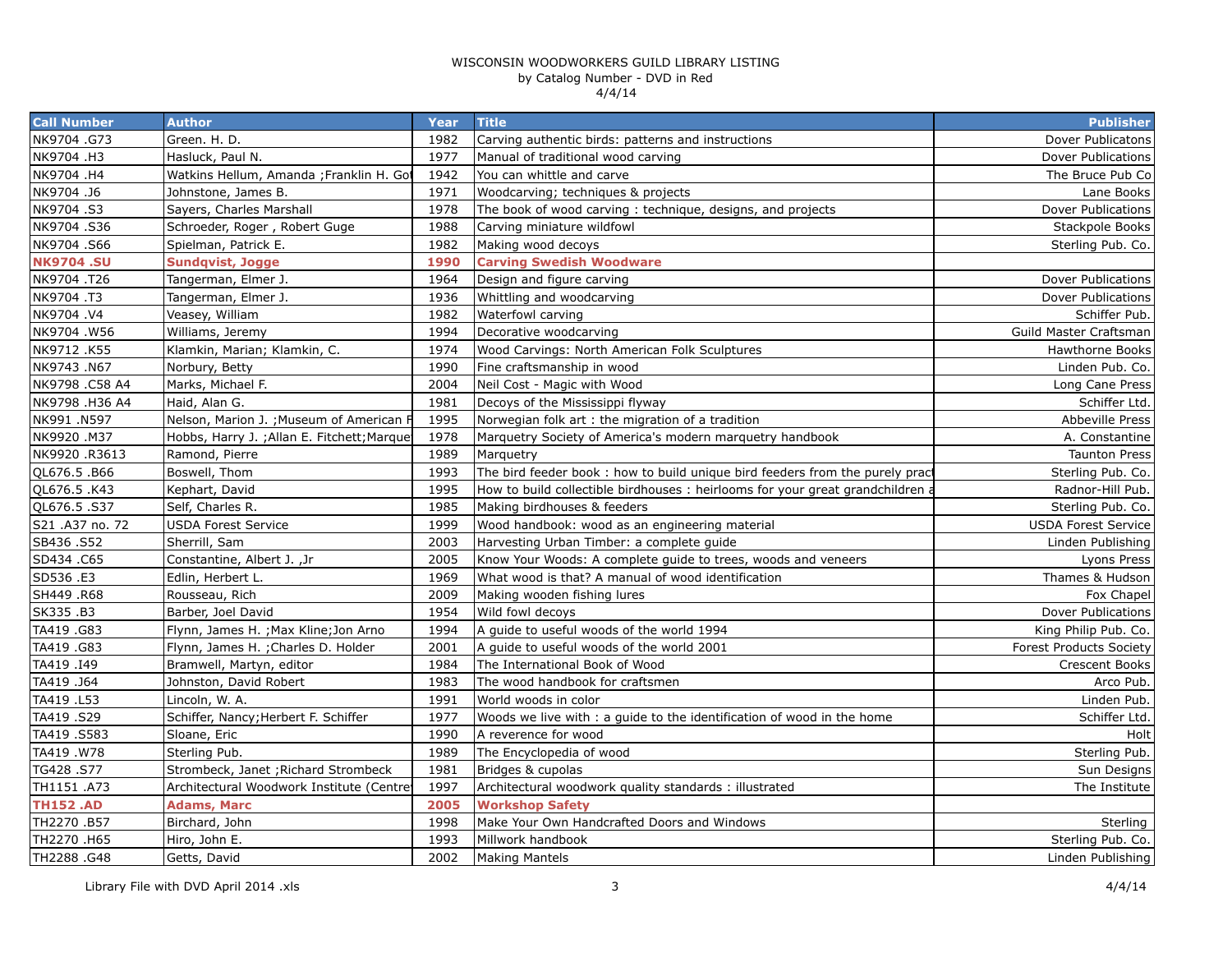WISCONSIN WOODWORKERS GUILD LIBRARY LISTING
by Catalog Number - DVD in Red
4/4/14

| Call Number | Author | Year | Title | Publisher |
|---|---|---|---|---|
| NK9704 .G73 | Green. H. D. | 1982 | Carving authentic birds: patterns and instructions | Dover Publicatons |
| NK9704 .H3 | Hasluck, Paul N. | 1977 | Manual of traditional wood carving | Dover Publications |
| NK9704 .H4 | Watkins Hellum, Amanda ;Franklin H. Go | 1942 | You can whittle and carve | The Bruce Pub Co |
| NK9704 .J6 | Johnstone, James B. | 1971 | Woodcarving; techniques & projects | Lane Books |
| NK9704 .S3 | Sayers, Charles Marshall | 1978 | The book of wood carving : technique, designs, and projects | Dover Publications |
| NK9704 .S36 | Schroeder, Roger , Robert Guge | 1988 | Carving miniature wildfowl | Stackpole Books |
| NK9704 .S66 | Spielman, Patrick E. | 1982 | Making wood decoys | Sterling Pub. Co. |
| **NK9704 .SU** | **Sundqvist, Jogge** | **1990** | **Carving Swedish Woodware** | |
| NK9704 .T26 | Tangerman, Elmer J. | 1964 | Design and figure carving | Dover Publications |
| NK9704 .T3 | Tangerman, Elmer J. | 1936 | Whittling and woodcarving | Dover Publications |
| NK9704 .V4 | Veasey, William | 1982 | Waterfowl carving | Schiffer Pub. |
| NK9704 .W56 | Williams, Jeremy | 1994 | Decorative woodcarving | Guild Master Craftsman |
| NK9712 .K55 | Klamkin, Marian; Klamkin, C. | 1974 | Wood Carvings: North American Folk Sculptures | Hawthorne Books |
| NK9743 .N67 | Norbury, Betty | 1990 | Fine craftsmanship in wood | Linden Pub. Co. |
| NK9798 .C58 A4 | Marks, Michael F. | 2004 | Neil Cost - Magic with Wood | Long Cane Press |
| NK9798 .H36 A4 | Haid, Alan G. | 1981 | Decoys of the Mississippi flyway | Schiffer Ltd. |
| NK991 .N597 | Nelson, Marion J. ;Museum of American F | 1995 | Norwegian folk art : the migration of a tradition | Abbeville Press |
| NK9920 .M37 | Hobbs, Harry J. ;Allan E. Fitchett;Marque | 1978 | Marquetry Society of America's modern marquetry handbook | A. Constantine |
| NK9920 .R3613 | Ramond, Pierre | 1989 | Marquetry | Taunton Press |
| QL676.5 .B66 | Boswell, Thom | 1993 | The bird feeder book : how to build unique bird feeders from the purely pract | Sterling Pub. Co. |
| QL676.5 .K43 | Kephart, David | 1995 | How to build collectible birdhouses : heirlooms for your great grandchildren a | Radnor-Hill Pub. |
| QL676.5 .S37 | Self, Charles R. | 1985 | Making birdhouses & feeders | Sterling Pub. Co. |
| S21 .A37 no. 72 | USDA Forest Service | 1999 | Wood handbook: wood as an engineering material | USDA Forest Service |
| SB436 .S52 | Sherrill, Sam | 2003 | Harvesting Urban Timber: a complete guide | Linden Publishing |
| SD434 .C65 | Constantine, Albert J. ,Jr | 2005 | Know Your Woods: A complete guide to trees, woods and veneers | Lyons Press |
| SD536 .E3 | Edlin, Herbert L. | 1969 | What wood is that? A manual of wood identification | Thames & Hudson |
| SH449 .R68 | Rousseau, Rich | 2009 | Making wooden fishing lures | Fox Chapel |
| SK335 .B3 | Barber, Joel David | 1954 | Wild fowl decoys | Dover Publications |
| TA419 .G83 | Flynn, James H. ;Max Kline;Jon Arno | 1994 | A guide to useful woods of the world 1994 | King Philip Pub. Co. |
| TA419 .G83 | Flynn, James H. ;Charles D. Holder | 2001 | A guide to useful woods of the world 2001 | Forest Products Society |
| TA419 .I49 | Bramwell, Martyn, editor | 1984 | The International Book of Wood | Crescent Books |
| TA419 .J64 | Johnston, David Robert | 1983 | The wood handbook for craftsmen | Arco Pub. |
| TA419 .L53 | Lincoln, W. A. | 1991 | World woods in color | Linden Pub. |
| TA419 .S29 | Schiffer, Nancy;Herbert F. Schiffer | 1977 | Woods we live with : a guide to the identification of wood in the home | Schiffer Ltd. |
| TA419 .S583 | Sloane, Eric | 1990 | A reverence for wood | Holt |
| TA419 .W78 | Sterling Pub. | 1989 | The Encyclopedia of wood | Sterling Pub. |
| TG428 .S77 | Strombeck, Janet ;Richard Strombeck | 1981 | Bridges & cupolas | Sun Designs |
| TH1151 .A73 | Architectural Woodwork Institute (Centre | 1997 | Architectural woodwork quality standards : illustrated | The Institute |
| **TH152 .AD** | **Adams, Marc** | **2005** | **Workshop Safety** | |
| TH2270 .B57 | Birchard, John | 1998 | Make Your Own Handcrafted Doors and Windows | Sterling |
| TH2270 .H65 | Hiro, John E. | 1993 | Millwork handbook | Sterling Pub. Co. |
| TH2288 .G48 | Getts, David | 2002 | Making Mantels | Linden Publishing |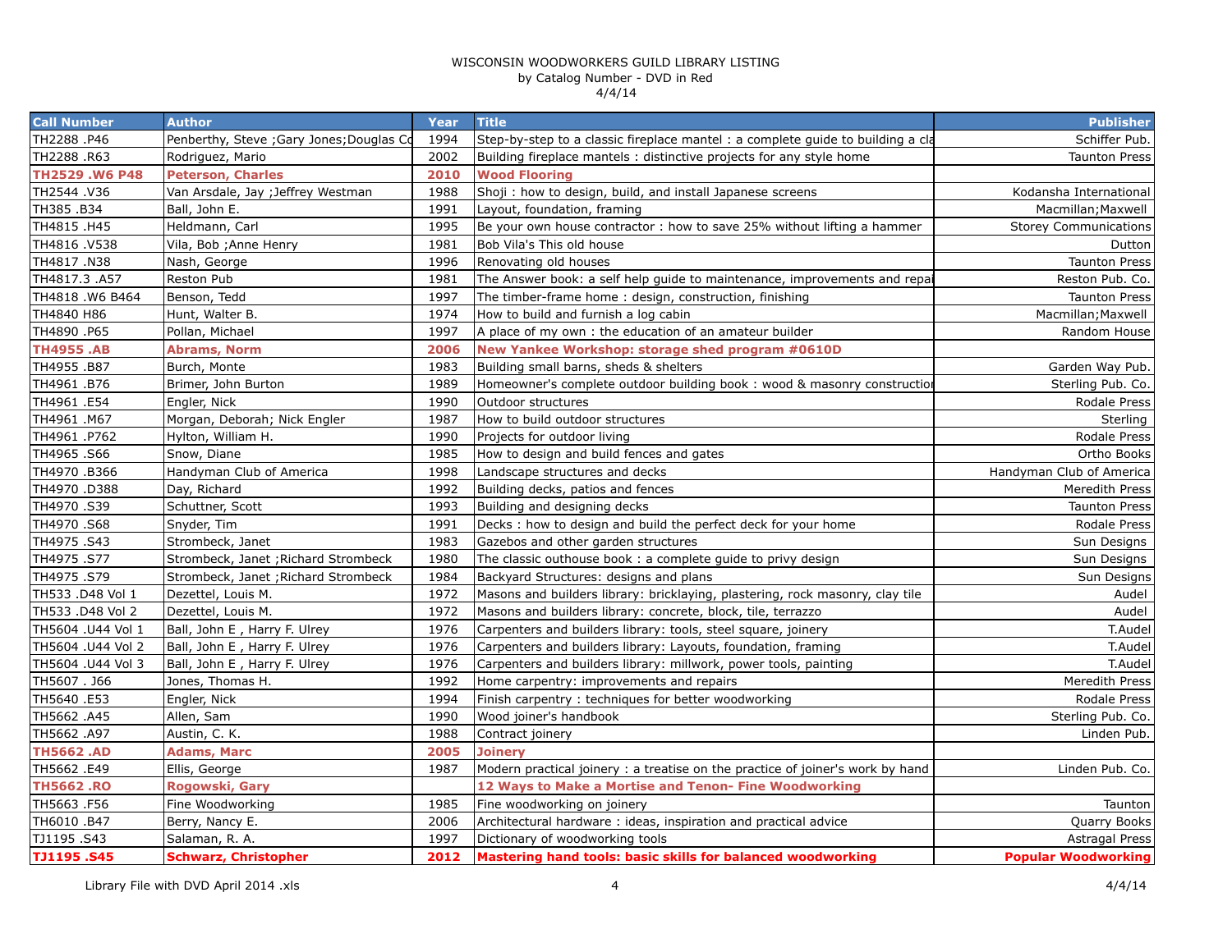WISCONSIN WOODWORKERS GUILD LIBRARY LISTING
by Catalog Number - DVD in Red
4/4/14

| Call Number | Author | Year | Title | Publisher |
|---|---|---|---|---|
| TH2288 .P46 | Penberthy, Steve ;Gary Jones;Douglas Co | 1994 | Step-by-step to a classic fireplace mantel : a complete guide to building a cla | Schiffer Pub. |
| TH2288 .R63 | Rodriguez, Mario | 2002 | Building fireplace mantels : distinctive projects for any style home | Taunton Press |
| **TH2529 .W6 P48** | **Peterson, Charles** | **2010** | **Wood Flooring** | |
| TH2544 .V36 | Van Arsdale, Jay ;Jeffrey Westman | 1988 | Shoji : how to design, build, and install Japanese screens | Kodansha International |
| TH385 .B34 | Ball, John E. | 1991 | Layout, foundation, framing | Macmillan;Maxwell |
| TH4815 .H45 | Heldmann, Carl | 1995 | Be your own house contractor : how to save 25% without lifting a hammer | Storey Communications |
| TH4816 .V538 | Vila, Bob ;Anne Henry | 1981 | Bob Vila's This old house | Dutton |
| TH4817 .N38 | Nash, George | 1996 | Renovating old houses | Taunton Press |
| TH4817.3 .A57 | Reston Pub | 1981 | The Answer book: a self help guide to maintenance, improvements and repai | Reston Pub. Co. |
| TH4818 .W6 B464 | Benson, Tedd | 1997 | The timber-frame home : design, construction, finishing | Taunton Press |
| TH4840 H86 | Hunt, Walter B. | 1974 | How to build and furnish a log cabin | Macmillan;Maxwell |
| TH4890 .P65 | Pollan, Michael | 1997 | A place of my own : the education of an amateur builder | Random House |
| **TH4955 .AB** | **Abrams, Norm** | **2006** | **New Yankee Workshop: storage shed program #0610D** | |
| TH4955 .B87 | Burch, Monte | 1983 | Building small barns, sheds & shelters | Garden Way Pub. |
| TH4961 .B76 | Brimer, John Burton | 1989 | Homeowner's complete outdoor building book : wood & masonry constructio | Sterling Pub. Co. |
| TH4961 .E54 | Engler, Nick | 1990 | Outdoor structures | Rodale Press |
| TH4961 .M67 | Morgan, Deborah; Nick Engler | 1987 | How to build outdoor structures | Sterling |
| TH4961 .P762 | Hylton, William H. | 1990 | Projects for outdoor living | Rodale Press |
| TH4965 .S66 | Snow, Diane | 1985 | How to design and build fences and gates | Ortho Books |
| TH4970 .B366 | Handyman Club of America | 1998 | Landscape structures and decks | Handyman Club of America |
| TH4970 .D388 | Day, Richard | 1992 | Building decks, patios and fences | Meredith Press |
| TH4970 .S39 | Schuttner, Scott | 1993 | Building and designing decks | Taunton Press |
| TH4970 .S68 | Snyder, Tim | 1991 | Decks : how to design and build the perfect deck for your home | Rodale Press |
| TH4975 .S43 | Strombeck, Janet | 1983 | Gazebos and other garden structures | Sun Designs |
| TH4975 .S77 | Strombeck, Janet ;Richard Strombeck | 1980 | The classic outhouse book : a complete guide to privy design | Sun Designs |
| TH4975 .S79 | Strombeck, Janet ;Richard Strombeck | 1984 | Backyard Structures: designs and plans | Sun Designs |
| TH533 .D48 Vol 1 | Dezettel, Louis M. | 1972 | Masons and builders library: bricklaying, plastering, rock masonry, clay tile | Audel |
| TH533 .D48 Vol 2 | Dezettel, Louis M. | 1972 | Masons and builders library: concrete, block, tile, terrazzo | Audel |
| TH5604 .U44 Vol 1 | Ball, John E , Harry F. Ulrey | 1976 | Carpenters and builders library: tools, steel square, joinery | T.Audel |
| TH5604 .U44 Vol 2 | Ball, John E , Harry F. Ulrey | 1976 | Carpenters and builders library: Layouts, foundation, framing | T.Audel |
| TH5604 .U44 Vol 3 | Ball, John E , Harry F. Ulrey | 1976 | Carpenters and builders library: millwork, power tools, painting | T.Audel |
| TH5607 . J66 | Jones, Thomas H. | 1992 | Home carpentry: improvements and repairs | Meredith Press |
| TH5640 .E53 | Engler, Nick | 1994 | Finish carpentry : techniques for better woodworking | Rodale Press |
| TH5662 .A45 | Allen, Sam | 1990 | Wood joiner's handbook | Sterling Pub. Co. |
| TH5662 .A97 | Austin, C. K. | 1988 | Contract joinery | Linden Pub. |
| **TH5662 .AD** | **Adams, Marc** | **2005** | **Joinery** | |
| TH5662 .E49 | Ellis, George | 1987 | Modern practical joinery : a treatise on the practice of joiner's work by hand | Linden Pub. Co. |
| **TH5662 .RO** | **Rogowski, Gary** | | **12 Ways to Make a Mortise and Tenon- Fine Woodworking** | |
| TH5663 .F56 | Fine Woodworking | 1985 | Fine woodworking on joinery | Taunton |
| TH6010 .B47 | Berry, Nancy E. | 2006 | Architectural hardware : ideas, inspiration and practical advice | Quarry Books |
| TJ1195 .S43 | Salaman, R. A. | 1997 | Dictionary of woodworking tools | Astragal Press |
| **TJ1195 .S45** | **Schwarz, Christopher** | **2012** | **Mastering hand tools: basic skills for balanced woodworking** | **Popular Woodworking** |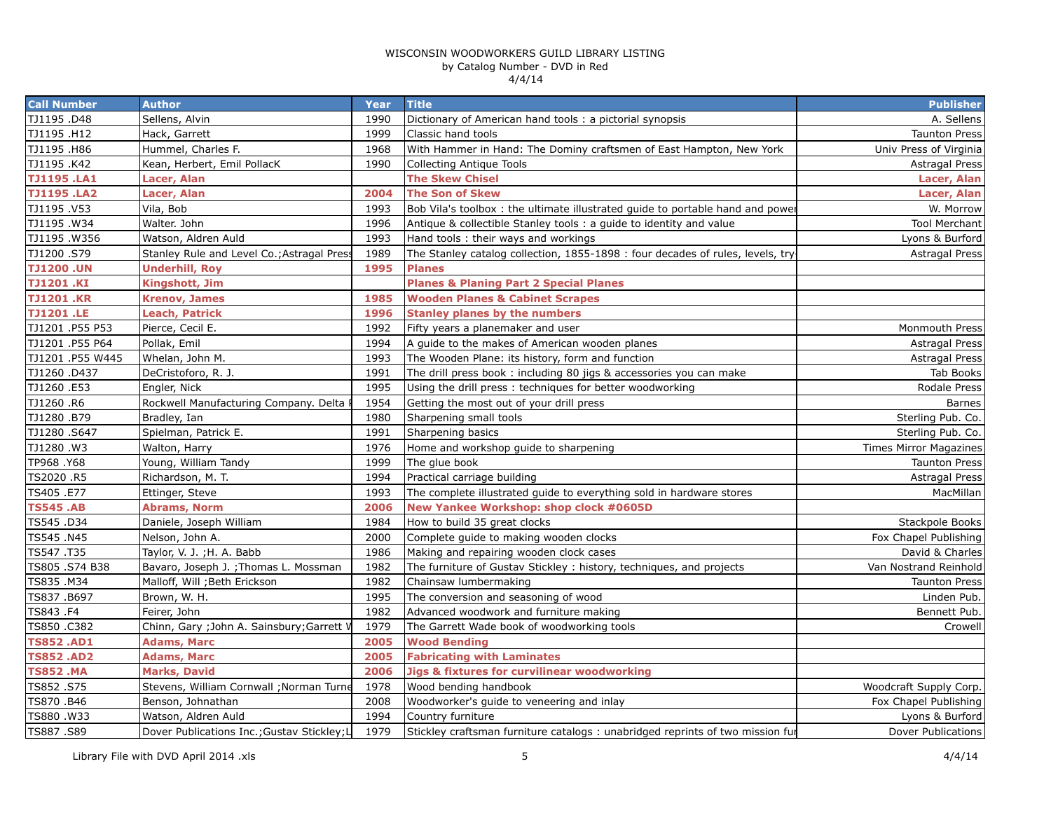WISCONSIN WOODWORKERS GUILD LIBRARY LISTING
by Catalog Number - DVD in Red
4/4/14

| Call Number | Author | Year | Title | Publisher |
|---|---|---|---|---|
| TJ1195 .D48 | Sellens, Alvin | 1990 | Dictionary of American hand tools : a pictorial synopsis | A. Sellens |
| TJ1195 .H12 | Hack, Garrett | 1999 | Classic hand tools | Taunton Press |
| TJ1195 .H86 | Hummel, Charles F. | 1968 | With Hammer in Hand: The Dominy craftsmen of East Hampton, New York | Univ Press of Virginia |
| TJ1195 .K42 | Kean, Herbert, Emil PollacK | 1990 | Collecting Antique Tools | Astragal Press |
| **TJ1195 .LA1** | **Lacer, Alan** | | **The Skew Chisel** | **Lacer, Alan** |
| **TJ1195 .LA2** | **Lacer, Alan** | **2004** | **The Son of Skew** | **Lacer, Alan** |
| TJ1195 .V53 | Vila, Bob | 1993 | Bob Vila's toolbox : the ultimate illustrated guide to portable hand and power | W. Morrow |
| TJ1195 .W34 | Walter. John | 1996 | Antique & collectible Stanley tools : a guide to identity and value | Tool Merchant |
| TJ1195 .W356 | Watson, Aldren Auld | 1993 | Hand tools : their ways and workings | Lyons & Burford |
| TJ1200 .S79 | Stanley Rule and Level Co.;Astragal Press | 1989 | The Stanley catalog collection, 1855-1898 : four decades of rules, levels, try | Astragal Press |
| **TJ1200 .UN** | **Underhill, Roy** | **1995** | **Planes** | |
| **TJ1201 .KI** | **Kingshott, Jim** | | **Planes & Planing Part 2 Special Planes** | |
| **TJ1201 .KR** | **Krenov, James** | **1985** | **Wooden Planes & Cabinet Scrapes** | |
| **TJ1201 .LE** | **Leach, Patrick** | **1996** | **Stanley planes by the numbers** | |
| TJ1201 .P55 P53 | Pierce, Cecil E. | 1992 | Fifty years a planemaker and user | Monmouth Press |
| TJ1201 .P55 P64 | Pollak, Emil | 1994 | A guide to the makes of American wooden planes | Astragal Press |
| TJ1201 .P55 W445 | Whelan, John M. | 1993 | The Wooden Plane: its history, form and function | Astragal Press |
| TJ1260 .D437 | DeCristoforo, R. J. | 1991 | The drill press book : including 80 jigs & accessories you can make | Tab Books |
| TJ1260 .E53 | Engler, Nick | 1995 | Using the drill press : techniques for better woodworking | Rodale Press |
| TJ1260 .R6 | Rockwell Manufacturing Company. Delta | 1954 | Getting the most out of your drill press | Barnes |
| TJ1280 .B79 | Bradley, Ian | 1980 | Sharpening small tools | Sterling Pub. Co. |
| TJ1280 .S647 | Spielman, Patrick E. | 1991 | Sharpening basics | Sterling Pub. Co. |
| TJ1280 .W3 | Walton, Harry | 1976 | Home and workshop guide to sharpening | Times Mirror Magazines |
| TP968 .Y68 | Young, William Tandy | 1999 | The glue book | Taunton Press |
| TS2020 .R5 | Richardson, M. T. | 1994 | Practical carriage building | Astragal Press |
| TS405 .E77 | Ettinger, Steve | 1993 | The complete illustrated guide to everything sold in hardware stores | MacMillan |
| **TS545 .AB** | **Abrams, Norm** | **2006** | **New Yankee Workshop: shop clock #0605D** | |
| TS545 .D34 | Daniele, Joseph William | 1984 | How to build 35 great clocks | Stackpole Books |
| TS545 .N45 | Nelson, John A. | 2000 | Complete guide to making wooden clocks | Fox Chapel Publishing |
| TS547 .T35 | Taylor, V. J. ;H. A. Babb | 1986 | Making and repairing wooden clock cases | David & Charles |
| TS805 .S74 B38 | Bavaro, Joseph J. ;Thomas L. Mossman | 1982 | The furniture of Gustav Stickley : history, techniques, and projects | Van Nostrand Reinhold |
| TS835 .M34 | Malloff, Will ;Beth Erickson | 1982 | Chainsaw lumbermaking | Taunton Press |
| TS837 .B697 | Brown, W. H. | 1995 | The conversion and seasoning of wood | Linden Pub. |
| TS843 .F4 | Feirer, John | 1982 | Advanced woodwork and furniture making | Bennett Pub. |
| TS850 .C382 | Chinn, Gary ;John A. Sainsbury;Garrett W | 1979 | The Garrett Wade book of woodworking tools | Crowell |
| **TS852 .AD1** | **Adams, Marc** | **2005** | **Wood Bending** | |
| **TS852 .AD2** | **Adams, Marc** | **2005** | **Fabricating with Laminates** | |
| **TS852 .MA** | **Marks, David** | **2006** | **Jigs & fixtures for curvilinear woodworking** | |
| TS852 .S75 | Stevens, William Cornwall ;Norman Turne | 1978 | Wood bending handbook | Woodcraft Supply Corp. |
| TS870 .B46 | Benson, Johnathan | 2008 | Woodworker's guide to veneering and inlay | Fox Chapel Publishing |
| TS880 .W33 | Watson, Aldren Auld | 1994 | Country furniture | Lyons & Burford |
| TS887 .S89 | Dover Publications Inc.;Gustav Stickley;L | 1979 | Stickley craftsman furniture catalogs : unabridged reprints of two mission fur | Dover Publications |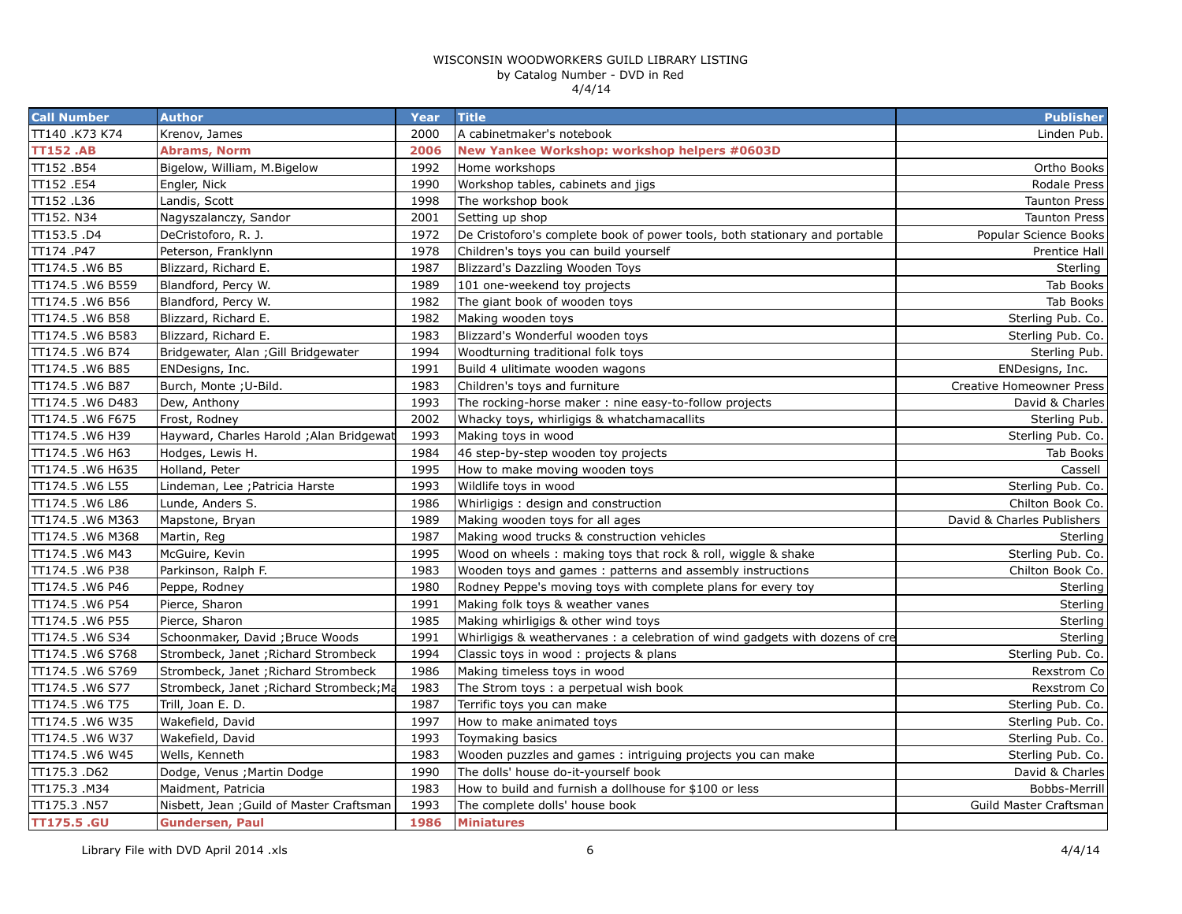WISCONSIN WOODWORKERS GUILD LIBRARY LISTING
by Catalog Number - DVD in Red
4/4/14

| Call Number | Author | Year | Title | Publisher |
|---|---|---|---|---|
| TT140 .K73 K74 | Krenov, James | 2000 | A cabinetmaker's notebook | Linden Pub. |
| **TT152 .AB** | **Abrams, Norm** | **2006** | **New Yankee Workshop: workshop helpers #0603D** | |
| TT152 .B54 | Bigelow, William, M.Bigelow | 1992 | Home workshops | Ortho Books |
| TT152 .E54 | Engler, Nick | 1990 | Workshop tables, cabinets and jigs | Rodale Press |
| TT152 .L36 | Landis, Scott | 1998 | The workshop book | Taunton Press |
| TT152. N34 | Nagyszalanczy, Sandor | 2001 | Setting up shop | Taunton Press |
| TT153.5 .D4 | DeCristoforo, R. J. | 1972 | De Cristoforo's complete book of power tools, both stationary and portable | Popular Science Books |
| TT174 .P47 | Peterson, Franklynn | 1978 | Children's toys you can build yourself | Prentice Hall |
| TT174.5 .W6 B5 | Blizzard, Richard E. | 1987 | Blizzard's Dazzling Wooden Toys | Sterling |
| TT174.5 .W6 B559 | Blandford, Percy W. | 1989 | 101 one-weekend toy projects | Tab Books |
| TT174.5 .W6 B56 | Blandford, Percy W. | 1982 | The giant book of wooden toys | Tab Books |
| TT174.5 .W6 B58 | Blizzard, Richard E. | 1982 | Making wooden toys | Sterling Pub. Co. |
| TT174.5 .W6 B583 | Blizzard, Richard E. | 1983 | Blizzard's Wonderful wooden toys | Sterling Pub. Co. |
| TT174.5 .W6 B74 | Bridgewater, Alan ;Gill Bridgewater | 1994 | Woodturning traditional folk toys | Sterling Pub. |
| TT174.5 .W6 B85 | ENDesigns, Inc. | 1991 | Build 4 ulitimate wooden wagons | ENDesigns, Inc. |
| TT174.5 .W6 B87 | Burch, Monte ;U-Bild. | 1983 | Children's toys and furniture | Creative Homeowner Press |
| TT174.5 .W6 D483 | Dew, Anthony | 1993 | The rocking-horse maker : nine easy-to-follow projects | David & Charles |
| TT174.5 .W6 F675 | Frost, Rodney | 2002 | Whacky toys, whirligigs & whatchamacallits | Sterling Pub. |
| TT174.5 .W6 H39 | Hayward, Charles Harold ;Alan Bridgewat | 1993 | Making toys in wood | Sterling Pub. Co. |
| TT174.5 .W6 H63 | Hodges, Lewis H. | 1984 | 46 step-by-step wooden toy projects | Tab Books |
| TT174.5 .W6 H635 | Holland, Peter | 1995 | How to make moving wooden toys | Cassell |
| TT174.5 .W6 L55 | Lindeman, Lee ;Patricia Harste | 1993 | Wildlife toys in wood | Sterling Pub. Co. |
| TT174.5 .W6 L86 | Lunde, Anders S. | 1986 | Whirligigs : design and construction | Chilton Book Co. |
| TT174.5 .W6 M363 | Mapstone, Bryan | 1989 | Making wooden toys for all ages | David & Charles Publishers |
| TT174.5 .W6 M368 | Martin, Reg | 1987 | Making wood trucks & construction vehicles | Sterling |
| TT174.5 .W6 M43 | McGuire, Kevin | 1995 | Wood on wheels : making toys that rock & roll, wiggle & shake | Sterling Pub. Co. |
| TT174.5 .W6 P38 | Parkinson, Ralph F. | 1983 | Wooden toys and games : patterns and assembly instructions | Chilton Book Co. |
| TT174.5 .W6 P46 | Peppe, Rodney | 1980 | Rodney Peppe's moving toys with complete plans for every toy | Sterling |
| TT174.5 .W6 P54 | Pierce, Sharon | 1991 | Making folk toys & weather vanes | Sterling |
| TT174.5 .W6 P55 | Pierce, Sharon | 1985 | Making whirligigs & other wind toys | Sterling |
| TT174.5 .W6 S34 | Schoonmaker, David ;Bruce Woods | 1991 | Whirligigs & weathervanes : a celebration of wind gadgets with dozens of cre | Sterling |
| TT174.5 .W6 S768 | Strombeck, Janet ;Richard Strombeck | 1994 | Classic toys in wood : projects & plans | Sterling Pub. Co. |
| TT174.5 .W6 S769 | Strombeck, Janet ;Richard Strombeck | 1986 | Making timeless toys in wood | Rexstrom Co |
| TT174.5 .W6 S77 | Strombeck, Janet ;Richard Strombeck;Ma | 1983 | The Strom toys : a perpetual wish book | Rexstrom Co |
| TT174.5 .W6 T75 | Trill, Joan E. D. | 1987 | Terrific toys you can make | Sterling Pub. Co. |
| TT174.5 .W6 W35 | Wakefield, David | 1997 | How to make animated toys | Sterling Pub. Co. |
| TT174.5 .W6 W37 | Wakefield, David | 1993 | Toymaking basics | Sterling Pub. Co. |
| TT174.5 .W6 W45 | Wells, Kenneth | 1983 | Wooden puzzles and games : intriguing projects you can make | Sterling Pub. Co. |
| TT175.3 .D62 | Dodge, Venus ;Martin Dodge | 1990 | The dolls' house do-it-yourself book | David & Charles |
| TT175.3 .M34 | Maidment, Patricia | 1983 | How to build and furnish a dollhouse for $100 or less | Bobbs-Merrill |
| TT175.3 .N57 | Nisbett, Jean ;Guild of Master Craftsman | 1993 | The complete dolls' house book | Guild Master Craftsman |
| **TT175.5 .GU** | **Gundersen, Paul** | **1986** | **Miniatures** | |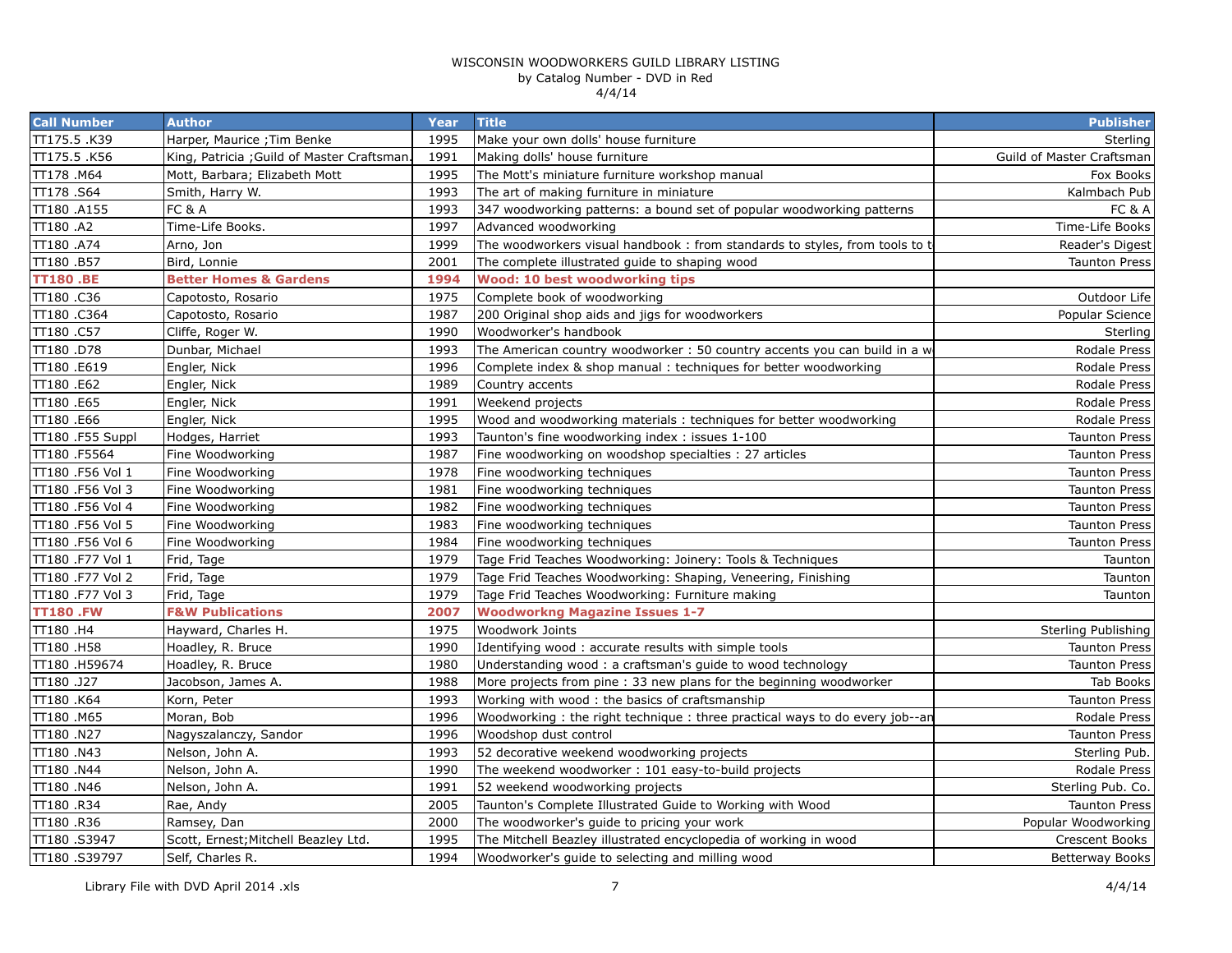WISCONSIN WOODWORKERS GUILD LIBRARY LISTING
by Catalog Number - DVD in Red
4/4/14

| Call Number | Author | Year | Title | Publisher |
|---|---|---|---|---|
| TT175.5 .K39 | Harper, Maurice ;Tim Benke | 1995 | Make your own dolls' house furniture | Sterling |
| TT175.5 .K56 | King, Patricia ;Guild of Master Craftsman. | 1991 | Making dolls' house furniture | Guild of Master Craftsman |
| TT178 .M64 | Mott, Barbara; Elizabeth Mott | 1995 | The Mott's miniature furniture workshop manual | Fox Books |
| TT178 .S64 | Smith, Harry W. | 1993 | The art of making furniture in miniature | Kalmbach Pub |
| TT180 .A155 | FC & A | 1993 | 347 woodworking patterns: a bound set of popular woodworking patterns | FC & A |
| TT180 .A2 | Time-Life Books. | 1997 | Advanced woodworking | Time-Life Books |
| TT180 .A74 | Arno, Jon | 1999 | The woodworkers visual handbook : from standards to styles, from tools to t | Reader's Digest |
| TT180 .B57 | Bird, Lonnie | 2001 | The complete illustrated guide to shaping wood | Taunton Press |
| **TT180 .BE** | **Better Homes & Gardens** | **1994** | **Wood: 10 best woodworking tips** | |
| TT180 .C36 | Capotosto, Rosario | 1975 | Complete book of woodworking | Outdoor Life |
| TT180 .C364 | Capotosto, Rosario | 1987 | 200 Original shop aids and jigs for woodworkers | Popular Science |
| TT180 .C57 | Cliffe, Roger W. | 1990 | Woodworker's handbook | Sterling |
| TT180 .D78 | Dunbar, Michael | 1993 | The American country woodworker : 50 country accents you can build in a w | Rodale Press |
| TT180 .E619 | Engler, Nick | 1996 | Complete index & shop manual : techniques for better woodworking | Rodale Press |
| TT180 .E62 | Engler, Nick | 1989 | Country accents | Rodale Press |
| TT180 .E65 | Engler, Nick | 1991 | Weekend projects | Rodale Press |
| TT180 .E66 | Engler, Nick | 1995 | Wood and woodworking materials : techniques for better woodworking | Rodale Press |
| TT180 .F55 Suppl | Hodges, Harriet | 1993 | Taunton's fine woodworking index : issues 1-100 | Taunton Press |
| TT180 .F5564 | Fine Woodworking | 1987 | Fine woodworking on woodshop specialties : 27 articles | Taunton Press |
| TT180 .F56 Vol 1 | Fine Woodworking | 1978 | Fine woodworking techniques | Taunton Press |
| TT180 .F56 Vol 3 | Fine Woodworking | 1981 | Fine woodworking techniques | Taunton Press |
| TT180 .F56 Vol 4 | Fine Woodworking | 1982 | Fine woodworking techniques | Taunton Press |
| TT180 .F56 Vol 5 | Fine Woodworking | 1983 | Fine woodworking techniques | Taunton Press |
| TT180 .F56 Vol 6 | Fine Woodworking | 1984 | Fine woodworking techniques | Taunton Press |
| TT180 .F77 Vol 1 | Frid, Tage | 1979 | Tage Frid Teaches Woodworking: Joinery: Tools & Techniques | Taunton |
| TT180 .F77 Vol 2 | Frid, Tage | 1979 | Tage Frid Teaches Woodworking: Shaping, Veneering, Finishing | Taunton |
| TT180 .F77 Vol 3 | Frid, Tage | 1979 | Tage Frid Teaches Woodworking: Furniture making | Taunton |
| **TT180 .FW** | **F&W Publications** | **2007** | **Woodworkng Magazine Issues 1-7** | |
| TT180 .H4 | Hayward, Charles H. | 1975 | Woodwork Joints | Sterling Publishing |
| TT180 .H58 | Hoadley, R. Bruce | 1990 | Identifying wood : accurate results with simple tools | Taunton Press |
| TT180 .H59674 | Hoadley, R. Bruce | 1980 | Understanding wood : a craftsman's guide to wood technology | Taunton Press |
| TT180 .J27 | Jacobson, James A. | 1988 | More projects from pine : 33 new plans for the beginning woodworker | Tab Books |
| TT180 .K64 | Korn, Peter | 1993 | Working with wood : the basics of craftsmanship | Taunton Press |
| TT180 .M65 | Moran, Bob | 1996 | Woodworking : the right technique : three practical ways to do every job--an | Rodale Press |
| TT180 .N27 | Nagyszalanczy, Sandor | 1996 | Woodshop dust control | Taunton Press |
| TT180 .N43 | Nelson, John A. | 1993 | 52 decorative weekend woodworking projects | Sterling Pub. |
| TT180 .N44 | Nelson, John A. | 1990 | The weekend woodworker : 101 easy-to-build projects | Rodale Press |
| TT180 .N46 | Nelson, John A. | 1991 | 52 weekend woodworking projects | Sterling Pub. Co. |
| TT180 .R34 | Rae, Andy | 2005 | Taunton's Complete Illustrated Guide to Working with Wood | Taunton Press |
| TT180 .R36 | Ramsey, Dan | 2000 | The woodworker's guide to pricing your work | Popular Woodworking |
| TT180 .S3947 | Scott, Ernest;Mitchell Beazley Ltd. | 1995 | The Mitchell Beazley illustrated encyclopedia of working in wood | Crescent Books |
| TT180 .S39797 | Self, Charles R. | 1994 | Woodworker's guide to selecting and milling wood | Betterway Books |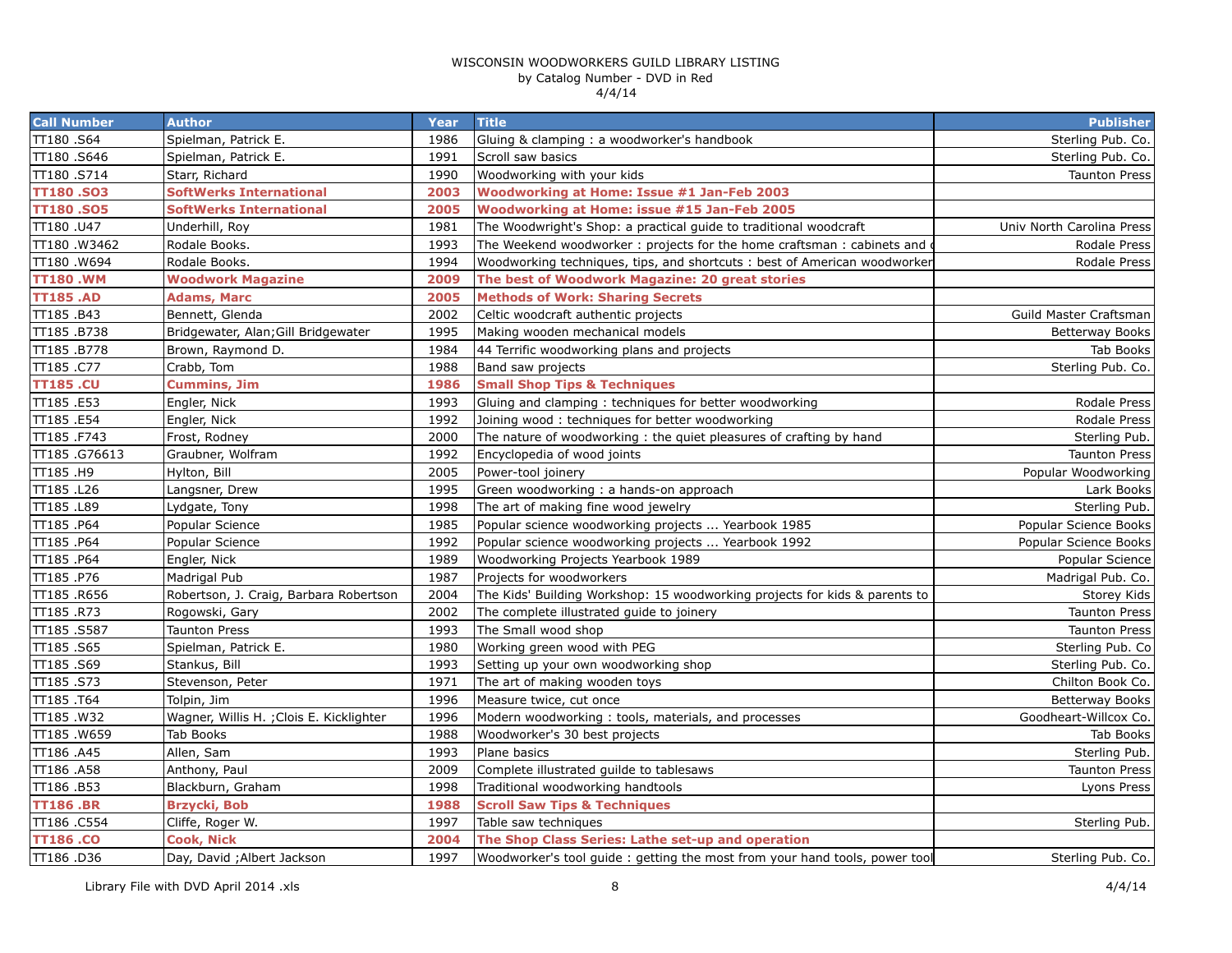WISCONSIN WOODWORKERS GUILD LIBRARY LISTING
by Catalog Number - DVD in Red
4/4/14

| Call Number | Author | Year | Title | Publisher |
|---|---|---|---|---|
| TT180 .S64 | Spielman, Patrick E. | 1986 | Gluing & clamping : a woodworker's handbook | Sterling Pub. Co. |
| TT180 .S646 | Spielman, Patrick E. | 1991 | Scroll saw basics | Sterling Pub. Co. |
| TT180 .S714 | Starr, Richard | 1990 | Woodworking with your kids | Taunton Press |
| **TT180 .SO3** | **SoftWerks International** | **2003** | **Woodworking at Home: Issue #1 Jan-Feb 2003** | |
| **TT180 .SO5** | **SoftWerks International** | **2005** | **Woodworking at Home: issue #15 Jan-Feb 2005** | |
| TT180 .U47 | Underhill, Roy | 1981 | The Woodwright's Shop: a practical guide to traditional woodcraft | Univ North Carolina Press |
| TT180 .W3462 | Rodale Books. | 1993 | The Weekend woodworker : projects for the home craftsman : cabinets and ( | Rodale Press |
| TT180 .W694 | Rodale Books. | 1994 | Woodworking techniques, tips, and shortcuts : best of American woodworker | Rodale Press |
| **TT180 .WM** | **Woodwork Magazine** | **2009** | **The best of Woodwork Magazine: 20 great stories** | |
| **TT185 .AD** | **Adams, Marc** | **2005** | **Methods of Work: Sharing Secrets** | |
| TT185 .B43 | Bennett, Glenda | 2002 | Celtic woodcraft authentic projects | Guild Master Craftsman |
| TT185 .B738 | Bridgewater, Alan;Gill Bridgewater | 1995 | Making wooden mechanical models | Betterway Books |
| TT185 .B778 | Brown, Raymond D. | 1984 | 44 Terrific woodworking plans and projects | Tab Books |
| TT185 .C77 | Crabb, Tom | 1988 | Band saw projects | Sterling Pub. Co. |
| **TT185 .CU** | **Cummins, Jim** | **1986** | **Small Shop Tips & Techniques** | |
| TT185 .E53 | Engler, Nick | 1993 | Gluing and clamping : techniques for better woodworking | Rodale Press |
| TT185 .E54 | Engler, Nick | 1992 | Joining wood : techniques for better woodworking | Rodale Press |
| TT185 .F743 | Frost, Rodney | 2000 | The nature of woodworking : the quiet pleasures of crafting by hand | Sterling Pub. |
| TT185 .G76613 | Graubner, Wolfram | 1992 | Encyclopedia of wood joints | Taunton Press |
| TT185 .H9 | Hylton, Bill | 2005 | Power-tool joinery | Popular Woodworking |
| TT185 .L26 | Langsner, Drew | 1995 | Green woodworking : a hands-on approach | Lark Books |
| TT185 .L89 | Lydgate, Tony | 1998 | The art of making fine wood jewelry | Sterling Pub. |
| TT185 .P64 | Popular Science | 1985 | Popular science woodworking projects ... Yearbook 1985 | Popular Science Books |
| TT185 .P64 | Popular Science | 1992 | Popular science woodworking projects ... Yearbook 1992 | Popular Science Books |
| TT185 .P64 | Engler, Nick | 1989 | Woodworking Projects Yearbook 1989 | Popular Science |
| TT185 .P76 | Madrigal Pub | 1987 | Projects for woodworkers | Madrigal Pub. Co. |
| TT185 .R656 | Robertson, J. Craig, Barbara Robertson | 2004 | The Kids' Building Workshop: 15 woodworking projects for kids & parents to | Storey Kids |
| TT185 .R73 | Rogowski, Gary | 2002 | The complete illustrated guide to joinery | Taunton Press |
| TT185 .S587 | Taunton Press | 1993 | The Small wood shop | Taunton Press |
| TT185 .S65 | Spielman, Patrick E. | 1980 | Working green wood with PEG | Sterling Pub. Co |
| TT185 .S69 | Stankus, Bill | 1993 | Setting up your own woodworking shop | Sterling Pub. Co. |
| TT185 .S73 | Stevenson, Peter | 1971 | The art of making wooden toys | Chilton Book Co. |
| TT185 .T64 | Tolpin, Jim | 1996 | Measure twice, cut once | Betterway Books |
| TT185 .W32 | Wagner, Willis H. ;Clois E. Kicklighter | 1996 | Modern woodworking : tools, materials, and processes | Goodheart-Willcox Co. |
| TT185 .W659 | Tab Books | 1988 | Woodworker's 30 best projects | Tab Books |
| TT186 .A45 | Allen, Sam | 1993 | Plane basics | Sterling Pub. |
| TT186 .A58 | Anthony, Paul | 2009 | Complete illustrated guilde to tablesaws | Taunton Press |
| TT186 .B53 | Blackburn, Graham | 1998 | Traditional woodworking handtools | Lyons Press |
| **TT186 .BR** | **Brzycki, Bob** | **1988** | **Scroll Saw Tips & Techniques** | |
| TT186 .C554 | Cliffe, Roger W. | 1997 | Table saw techniques | Sterling Pub. |
| **TT186 .CO** | **Cook, Nick** | **2004** | **The Shop Class Series: Lathe set-up and operation** | |
| TT186 .D36 | Day, David ;Albert Jackson | 1997 | Woodworker's tool guide : getting the most from your hand tools, power tool | Sterling Pub. Co. |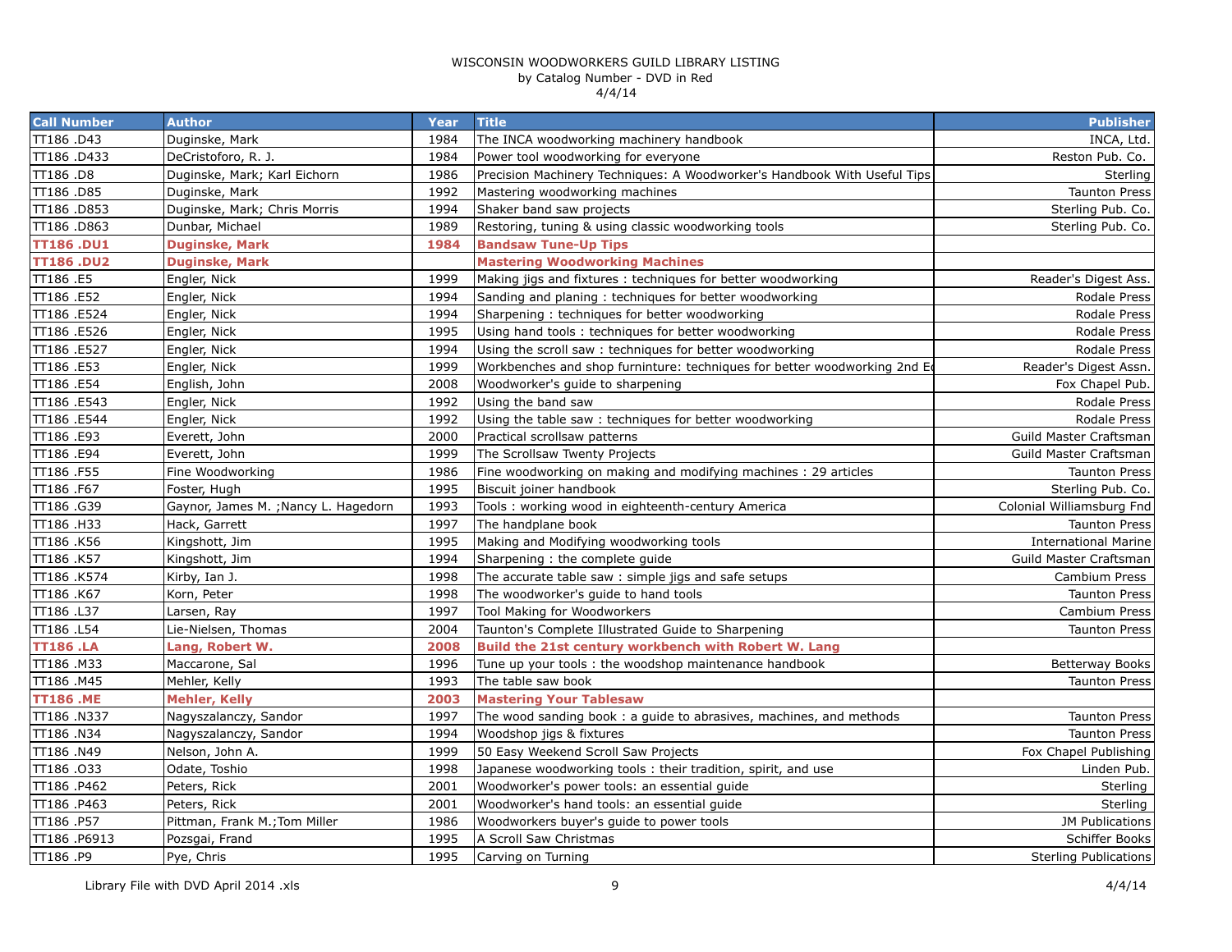WISCONSIN WOODWORKERS GUILD LIBRARY LISTING
by Catalog Number - DVD in Red
4/4/14

| Call Number | Author | Year | Title | Publisher |
|---|---|---|---|---|
| TT186 .D43 | Duginske, Mark | 1984 | The INCA woodworking machinery handbook | INCA, Ltd. |
| TT186 .D433 | DeCristoforo, R. J. | 1984 | Power tool woodworking for everyone | Reston Pub. Co. |
| TT186 .D8 | Duginske, Mark; Karl Eichorn | 1986 | Precision Machinery Techniques: A Woodworker's Handbook With Useful Tips | Sterling |
| TT186 .D85 | Duginske, Mark | 1992 | Mastering woodworking machines | Taunton Press |
| TT186 .D853 | Duginske, Mark; Chris Morris | 1994 | Shaker band saw projects | Sterling Pub. Co. |
| TT186 .D863 | Dunbar, Michael | 1989 | Restoring, tuning & using classic woodworking tools | Sterling Pub. Co. |
| **TT186 .DU1** | **Duginske, Mark** | **1984** | **Bandsaw Tune-Up Tips** | |
| **TT186 .DU2** | **Duginske, Mark** | | **Mastering Woodworking Machines** | |
| TT186 .E5 | Engler, Nick | 1999 | Making jigs and fixtures : techniques for better woodworking | Reader's Digest Ass. |
| TT186 .E52 | Engler, Nick | 1994 | Sanding and planing : techniques for better woodworking | Rodale Press |
| TT186 .E524 | Engler, Nick | 1994 | Sharpening : techniques for better woodworking | Rodale Press |
| TT186 .E526 | Engler, Nick | 1995 | Using hand tools : techniques for better woodworking | Rodale Press |
| TT186 .E527 | Engler, Nick | 1994 | Using the scroll saw : techniques for better woodworking | Rodale Press |
| TT186 .E53 | Engler, Nick | 1999 | Workbenches and shop furninture: techniques for better woodworking 2nd Ed | Reader's Digest Assn. |
| TT186 .E54 | English, John | 2008 | Woodworker's guide to sharpening | Fox Chapel Pub. |
| TT186 .E543 | Engler, Nick | 1992 | Using the band saw | Rodale Press |
| TT186 .E544 | Engler, Nick | 1992 | Using the table saw : techniques for better woodworking | Rodale Press |
| TT186 .E93 | Everett, John | 2000 | Practical scrollsaw patterns | Guild Master Craftsman |
| TT186 .E94 | Everett, John | 1999 | The Scrollsaw Twenty Projects | Guild Master Craftsman |
| TT186 .F55 | Fine Woodworking | 1986 | Fine woodworking on making and modifying machines : 29 articles | Taunton Press |
| TT186 .F67 | Foster, Hugh | 1995 | Biscuit joiner handbook | Sterling Pub. Co. |
| TT186 .G39 | Gaynor, James M. ;Nancy L. Hagedorn | 1993 | Tools : working wood in eighteenth-century America | Colonial Williamsburg Fnd |
| TT186 .H33 | Hack, Garrett | 1997 | The handplane book | Taunton Press |
| TT186 .K56 | Kingshott, Jim | 1995 | Making and Modifying woodworking tools | International Marine |
| TT186 .K57 | Kingshott, Jim | 1994 | Sharpening : the complete guide | Guild Master Craftsman |
| TT186 .K574 | Kirby, Ian J. | 1998 | The accurate table saw : simple jigs and safe setups | Cambium Press |
| TT186 .K67 | Korn, Peter | 1998 | The woodworker's guide to hand tools | Taunton Press |
| TT186 .L37 | Larsen, Ray | 1997 | Tool Making for Woodworkers | Cambium Press |
| TT186 .L54 | Lie-Nielsen, Thomas | 2004 | Taunton's Complete Illustrated Guide to Sharpening | Taunton Press |
| **TT186 .LA** | **Lang, Robert W.** | **2008** | **Build the 21st century workbench with Robert W. Lang** | |
| TT186 .M33 | Maccarone, Sal | 1996 | Tune up your tools : the woodshop maintenance handbook | Betterway Books |
| TT186 .M45 | Mehler, Kelly | 1993 | The table saw book | Taunton Press |
| **TT186 .ME** | **Mehler, Kelly** | **2003** | **Mastering Your Tablesaw** | |
| TT186 .N337 | Nagyszalanczy, Sandor | 1997 | The wood sanding book : a guide to abrasives, machines, and methods | Taunton Press |
| TT186 .N34 | Nagyszalanczy, Sandor | 1994 | Woodshop jigs & fixtures | Taunton Press |
| TT186 .N49 | Nelson, John A. | 1999 | 50 Easy Weekend Scroll Saw Projects | Fox Chapel Publishing |
| TT186 .O33 | Odate, Toshio | 1998 | Japanese woodworking tools : their tradition, spirit, and use | Linden Pub. |
| TT186 .P462 | Peters, Rick | 2001 | Woodworker's power tools: an essential guide | Sterling |
| TT186 .P463 | Peters, Rick | 2001 | Woodworker's hand tools: an essential guide | Sterling |
| TT186 .P57 | Pittman, Frank M.;Tom Miller | 1986 | Woodworkers buyer's guide to power tools | JM Publications |
| TT186 .P6913 | Pozsgai, Frand | 1995 | A Scroll Saw Christmas | Schiffer Books |
| TT186 .P9 | Pye, Chris | 1995 | Carving on Turning | Sterling Publications |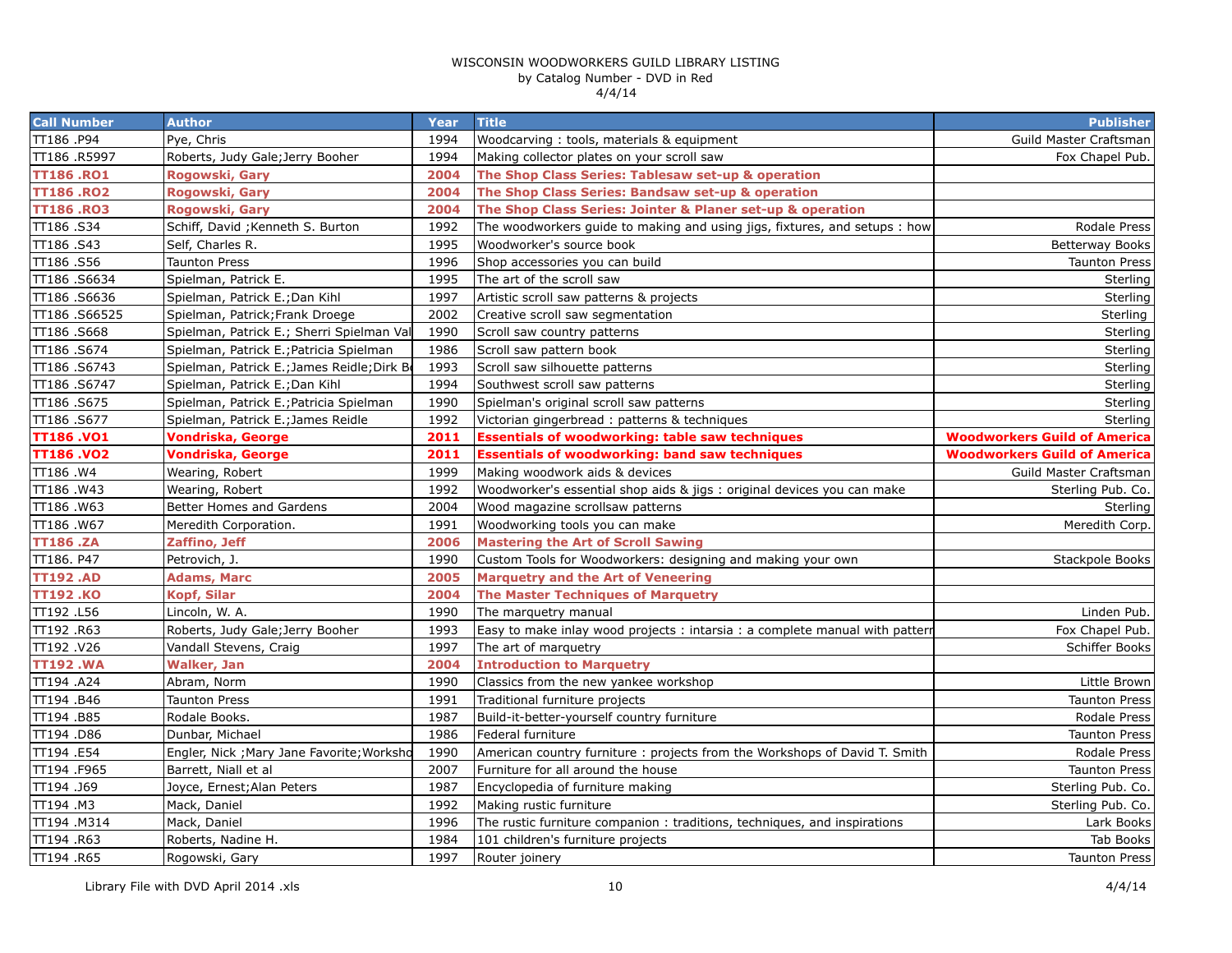WISCONSIN WOODWORKERS GUILD LIBRARY LISTING
by Catalog Number - DVD in Red
4/4/14

| Call Number | Author | Year | Title | Publisher |
|---|---|---|---|---|
| TT186 .P94 | Pye, Chris | 1994 | Woodcarving : tools, materials & equipment | Guild Master Craftsman |
| TT186 .R5997 | Roberts, Judy Gale;Jerry Booher | 1994 | Making collector plates on your scroll saw | Fox Chapel Pub. |
| **TT186 .RO1** | **Rogowski, Gary** | **2004** | **The Shop Class Series: Tablesaw set-up & operation** | |
| **TT186 .RO2** | **Rogowski, Gary** | **2004** | **The Shop Class Series: Bandsaw set-up & operation** | |
| **TT186 .RO3** | **Rogowski, Gary** | **2004** | **The Shop Class Series: Jointer & Planer set-up & operation** | |
| TT186 .S34 | Schiff, David ;Kenneth S. Burton | 1992 | The woodworkers guide to making and using jigs, fixtures, and setups : how | Rodale Press |
| TT186 .S43 | Self, Charles R. | 1995 | Woodworker's source book | Betterway Books |
| TT186 .S56 | Taunton Press | 1996 | Shop accessories you can build | Taunton Press |
| TT186 .S6634 | Spielman, Patrick E. | 1995 | The art of the scroll saw | Sterling |
| TT186 .S6636 | Spielman, Patrick E.;Dan Kihl | 1997 | Artistic scroll saw patterns & projects | Sterling |
| TT186 .S66525 | Spielman, Patrick;Frank Droege | 2002 | Creative scroll saw segmentation | Sterling |
| TT186 .S668 | Spielman, Patrick E.; Sherri Spielman Val | 1990 | Scroll saw country patterns | Sterling |
| TT186 .S674 | Spielman, Patrick E.;Patricia Spielman | 1986 | Scroll saw pattern book | Sterling |
| TT186 .S6743 | Spielman, Patrick E.;James Reidle;Dirk B | 1993 | Scroll saw silhouette patterns | Sterling |
| TT186 .S6747 | Spielman, Patrick E.;Dan Kihl | 1994 | Southwest scroll saw patterns | Sterling |
| TT186 .S675 | Spielman, Patrick E.;Patricia Spielman | 1990 | Spielman's original scroll saw patterns | Sterling |
| TT186 .S677 | Spielman, Patrick E.;James Reidle | 1992 | Victorian gingerbread : patterns & techniques | Sterling |
| **TT186 .VO1** | **Vondriska, George** | **2011** | **Essentials of woodworking: table saw techniques** | **Woodworkers Guild of America** |
| **TT186 .VO2** | **Vondriska, George** | **2011** | **Essentials of woodworking: band saw techniques** | **Woodworkers Guild of America** |
| TT186 .W4 | Wearing, Robert | 1999 | Making woodwork aids & devices | Guild Master Craftsman |
| TT186 .W43 | Wearing, Robert | 1992 | Woodworker's essential shop aids & jigs : original devices you can make | Sterling Pub. Co. |
| TT186 .W63 | Better Homes and Gardens | 2004 | Wood magazine scrollsaw patterns | Sterling |
| TT186 .W67 | Meredith Corporation. | 1991 | Woodworking tools you can make | Meredith Corp. |
| **TT186 .ZA** | **Zaffino, Jeff** | **2006** | **Mastering the Art of Scroll Sawing** | |
| TT186. P47 | Petrovich, J. | 1990 | Custom Tools for Woodworkers: designing and making your own | Stackpole Books |
| **TT192 .AD** | **Adams, Marc** | **2005** | **Marquetry and the Art of Veneering** | |
| **TT192 .KO** | **Kopf, Silar** | **2004** | **The Master Techniques of Marquetry** | |
| TT192 .L56 | Lincoln, W. A. | 1990 | The marquetry manual | Linden Pub. |
| TT192 .R63 | Roberts, Judy Gale;Jerry Booher | 1993 | Easy to make inlay wood projects : intarsia : a complete manual with patter | Fox Chapel Pub. |
| TT192 .V26 | Vandall Stevens, Craig | 1997 | The art of marquetry | Schiffer Books |
| **TT192 .WA** | **Walker, Jan** | **2004** | **Introduction to Marquetry** | |
| TT194 .A24 | Abram, Norm | 1990 | Classics from the new yankee workshop | Little Brown |
| TT194 .B46 | Taunton Press | 1991 | Traditional furniture projects | Taunton Press |
| TT194 .B85 | Rodale Books. | 1987 | Build-it-better-yourself country furniture | Rodale Press |
| TT194 .D86 | Dunbar, Michael | 1986 | Federal furniture | Taunton Press |
| TT194 .E54 | Engler, Nick ;Mary Jane Favorite;Worksho | 1990 | American country furniture : projects from the Workshops of David T. Smith | Rodale Press |
| TT194 .F965 | Barrett, Niall et al | 2007 | Furniture for all around the house | Taunton Press |
| TT194 .J69 | Joyce, Ernest;Alan Peters | 1987 | Encyclopedia of furniture making | Sterling Pub. Co. |
| TT194 .M3 | Mack, Daniel | 1992 | Making rustic furniture | Sterling Pub. Co. |
| TT194 .M314 | Mack, Daniel | 1996 | The rustic furniture companion : traditions, techniques, and inspirations | Lark Books |
| TT194 .R63 | Roberts, Nadine H. | 1984 | 101 children's furniture projects | Tab Books |
| TT194 .R65 | Rogowski, Gary | 1997 | Router joinery | Taunton Press |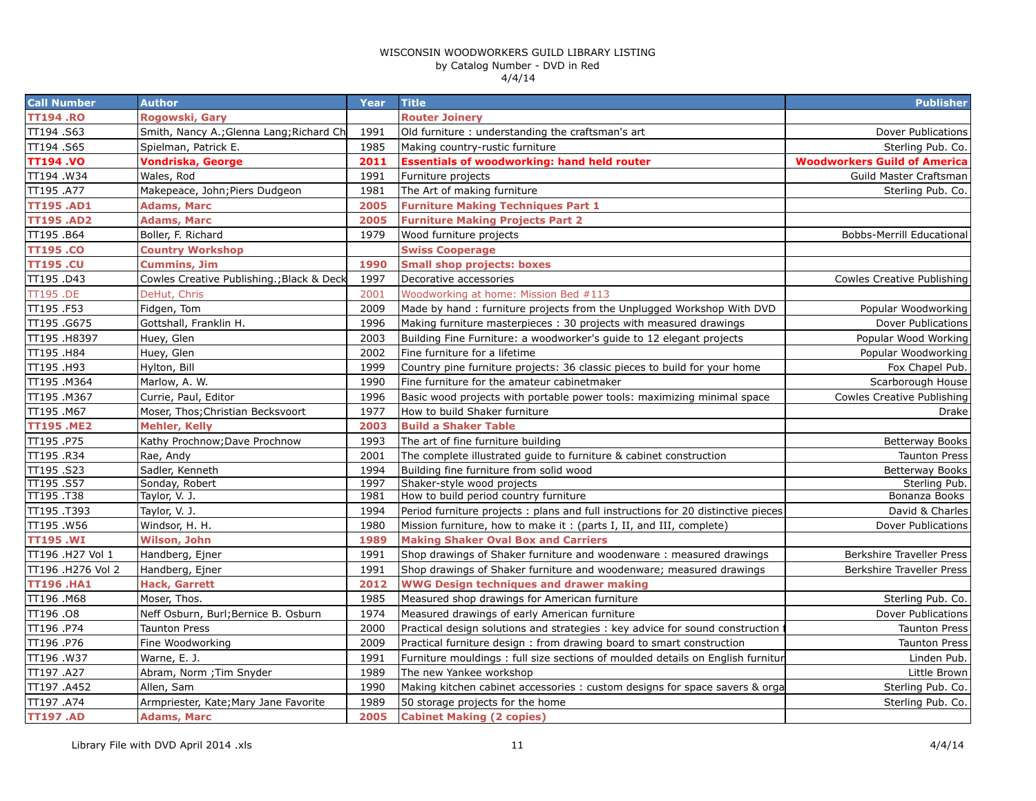WISCONSIN WOODWORKERS GUILD LIBRARY LISTING
by Catalog Number - DVD in Red
4/4/14

| Call Number | Author | Year | Title | Publisher |
|---|---|---|---|---|
| **TT194 .RO** | **Rogowski, Gary** | | **Router Joinery** | |
| TT194 .S63 | Smith, Nancy A.;Glenna Lang;Richard Ch | 1991 | Old furniture : understanding the craftsman's art | Dover Publications |
| TT194 .S65 | Spielman, Patrick E. | 1985 | Making country-rustic furniture | Sterling Pub. Co. |
| **TT194 .VO** | **Vondriska, George** | **2011** | **Essentials of woodworking: hand held router** | **Woodworkers Guild of America** |
| TT194 .W34 | Wales, Rod | 1991 | Furniture projects | Guild Master Craftsman |
| TT195 .A77 | Makepeace, John;Piers Dudgeon | 1981 | The Art of making furniture | Sterling Pub. Co. |
| **TT195 .AD1** | **Adams, Marc** | **2005** | **Furniture Making Techniques Part 1** | |
| **TT195 .AD2** | **Adams, Marc** | **2005** | **Furniture Making Projects Part 2** | |
| TT195 .B64 | Boller, F. Richard | 1979 | Wood furniture projects | Bobbs-Merrill Educational |
| **TT195 .CO** | **Country Workshop** | | **Swiss Cooperage** | |
| **TT195 .CU** | **Cummins, Jim** | **1990** | **Small shop projects: boxes** | |
| TT195 .D43 | Cowles Creative Publishing.;Black & Deck | 1997 | Decorative accessories | Cowles Creative Publishing |
| TT195 .DE | DeHut, Chris | 2001 | Woodworking at home: Mission Bed #113 | |
| TT195 .F53 | Fidgen, Tom | 2009 | Made by hand : furniture projects from the Unplugged Workshop With DVD | Popular Woodworking |
| TT195 .G675 | Gottshall, Franklin H. | 1996 | Making furniture masterpieces : 30 projects with measured drawings | Dover Publications |
| TT195 .H8397 | Huey, Glen | 2003 | Building Fine Furniture: a woodworker's guide to 12 elegant projects | Popular Wood Working |
| TT195 .H84 | Huey, Glen | 2002 | Fine furniture for a lifetime | Popular Woodworking |
| TT195 .H93 | Hylton, Bill | 1999 | Country pine furniture projects: 36 classic pieces to build for your home | Fox Chapel Pub. |
| TT195 .M364 | Marlow, A. W. | 1990 | Fine furniture for the amateur cabinetmaker | Scarborough House |
| TT195 .M367 | Currie, Paul, Editor | 1996 | Basic wood projects with portable power tools: maximizing minimal space | Cowles Creative Publishing |
| TT195 .M67 | Moser, Thos;Christian Becksvoort | 1977 | How to build Shaker furniture | Drake |
| **TT195 .ME2** | **Mehler, Kelly** | **2003** | **Build a Shaker Table** | |
| TT195 .P75 | Kathy Prochnow;Dave Prochnow | 1993 | The art of fine furniture building | Betterway Books |
| TT195 .R34 | Rae, Andy | 2001 | The complete illustrated guide to furniture & cabinet construction | Taunton Press |
| TT195 .S23 | Sadler, Kenneth | 1994 | Building fine furniture from solid wood | Betterway Books |
| TT195 .S57 | Sonday, Robert | 1997 | Shaker-style wood projects | Sterling Pub. |
| TT195 .T38 | Taylor, V. J. | 1981 | How to build period country furniture | Bonanza Books |
| TT195 .T393 | Taylor, V. J. | 1994 | Period furniture projects : plans and full instructions for 20 distinctive pieces | David & Charles |
| TT195 .W56 | Windsor, H. H. | 1980 | Mission furniture, how to make it : (parts I, II, and III, complete) | Dover Publications |
| **TT195 .WI** | **Wilson, John** | **1989** | **Making Shaker Oval Box and Carriers** | |
| TT196 .H27 Vol 1 | Handberg, Ejner | 1991 | Shop drawings of Shaker furniture and woodenware : measured drawings | Berkshire Traveller Press |
| TT196 .H276 Vol 2 | Handberg, Ejner | 1991 | Shop drawings of Shaker furniture and woodenware; measured drawings | Berkshire Traveller Press |
| **TT196 .HA1** | **Hack, Garrett** | **2012** | **WWG Design techniques and drawer making** | |
| TT196 .M68 | Moser, Thos. | 1985 | Measured shop drawings for American furniture | Sterling Pub. Co. |
| TT196 .O8 | Neff Osburn, Burl;Bernice B. Osburn | 1974 | Measured drawings of early American furniture | Dover Publications |
| TT196 .P74 | Taunton Press | 2000 | Practical design solutions and strategies : key advice for sound construction | Taunton Press |
| TT196 .P76 | Fine Woodworking | 2009 | Practical furniture design : from drawing board to smart construction | Taunton Press |
| TT196 .W37 | Warne, E. J. | 1991 | Furniture mouldings : full size sections of moulded details on English furnitur | Linden Pub. |
| TT197 .A27 | Abram, Norm ;Tim Snyder | 1989 | The new Yankee workshop | Little Brown |
| TT197 .A452 | Allen, Sam | 1990 | Making kitchen cabinet accessories : custom designs for space savers & orga | Sterling Pub. Co. |
| TT197 .A74 | Armpriester, Kate;Mary Jane Favorite | 1989 | 50 storage projects for the home | Sterling Pub. Co. |
| **TT197 .AD** | **Adams, Marc** | **2005** | **Cabinet Making (2 copies)** | |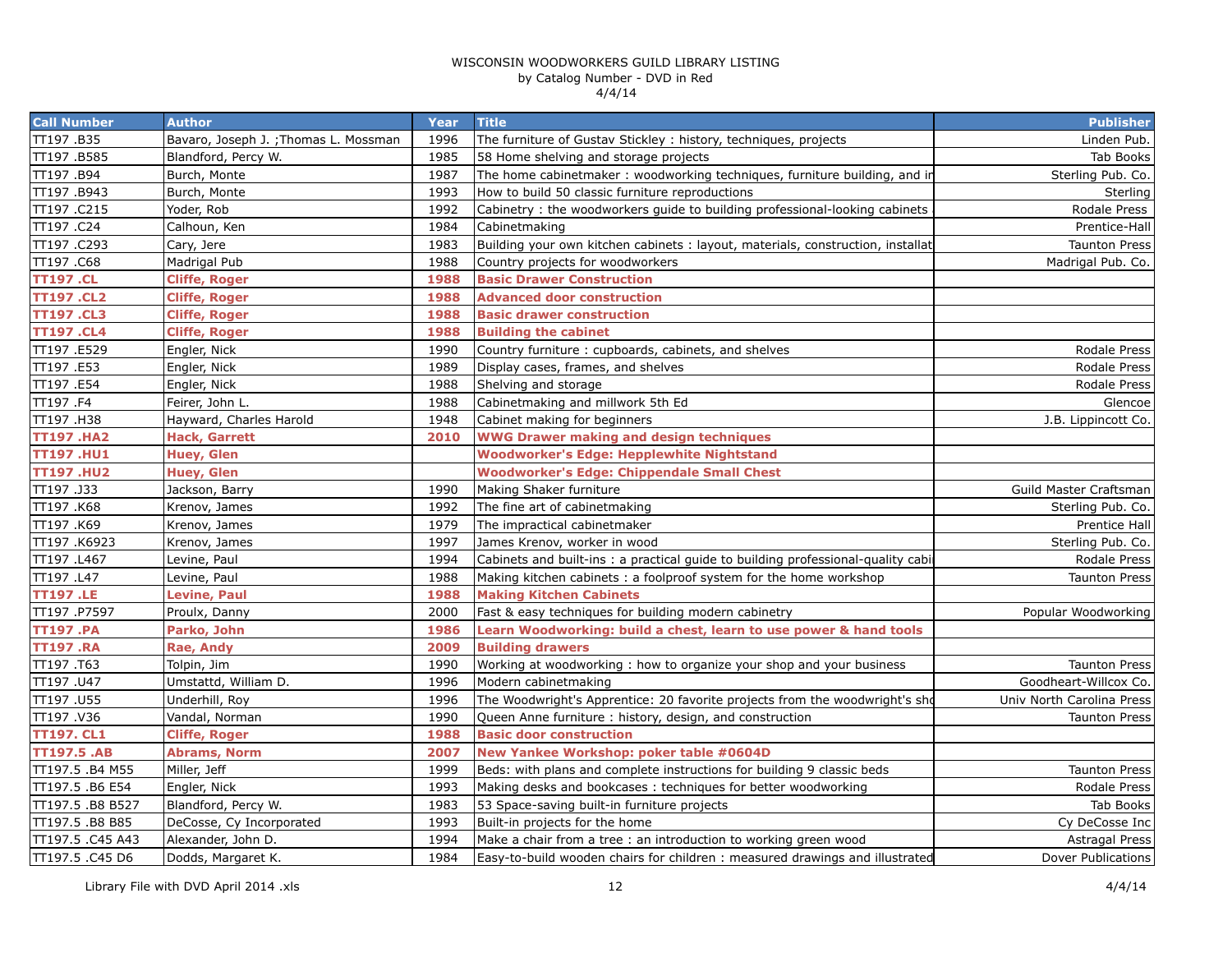WISCONSIN WOODWORKERS GUILD LIBRARY LISTING
by Catalog Number - DVD in Red
4/4/14

| Call Number | Author | Year | Title | Publisher |
|---|---|---|---|---|
| TT197 .B35 | Bavaro, Joseph J. ;Thomas L. Mossman | 1996 | The furniture of Gustav Stickley : history, techniques, projects | Linden Pub. |
| TT197 .B585 | Blandford, Percy W. | 1985 | 58 Home shelving and storage projects | Tab Books |
| TT197 .B94 | Burch, Monte | 1987 | The home cabinetmaker : woodworking techniques, furniture building, and in | Sterling Pub. Co. |
| TT197 .B943 | Burch, Monte | 1993 | How to build 50 classic furniture reproductions | Sterling |
| TT197 .C215 | Yoder, Rob | 1992 | Cabinetry : the woodworkers guide to building professional-looking cabinets | Rodale Press |
| TT197 .C24 | Calhoun, Ken | 1984 | Cabinetmaking | Prentice-Hall |
| TT197 .C293 | Cary, Jere | 1983 | Building your own kitchen cabinets : layout, materials, construction, installat | Taunton Press |
| TT197 .C68 | Madrigal Pub | 1988 | Country projects for woodworkers | Madrigal Pub. Co. |
| **TT197 .CL** | **Cliffe, Roger** | **1988** | **Basic Drawer Construction** | |
| **TT197 .CL2** | **Cliffe, Roger** | **1988** | **Advanced door construction** | |
| **TT197 .CL3** | **Cliffe, Roger** | **1988** | **Basic drawer construction** | |
| **TT197 .CL4** | **Cliffe, Roger** | **1988** | **Building the cabinet** | |
| TT197 .E529 | Engler, Nick | 1990 | Country furniture : cupboards, cabinets, and shelves | Rodale Press |
| TT197 .E53 | Engler, Nick | 1989 | Display cases, frames, and shelves | Rodale Press |
| TT197 .E54 | Engler, Nick | 1988 | Shelving and storage | Rodale Press |
| TT197 .F4 | Feirer, John L. | 1988 | Cabinetmaking and millwork 5th Ed | Glencoe |
| TT197 .H38 | Hayward, Charles Harold | 1948 | Cabinet making for beginners | J.B. Lippincott Co. |
| **TT197 .HA2** | **Hack, Garrett** | **2010** | **WWG Drawer making and design techniques** | |
| **TT197 .HU1** | **Huey, Glen** | | **Woodworker's Edge: Hepplewhite Nightstand** | |
| **TT197 .HU2** | **Huey, Glen** | | **Woodworker's Edge: Chippendale Small Chest** | |
| TT197 .J33 | Jackson, Barry | 1990 | Making Shaker furniture | Guild Master Craftsman |
| TT197 .K68 | Krenov, James | 1992 | The fine art of cabinetmaking | Sterling Pub. Co. |
| TT197 .K69 | Krenov, James | 1979 | The impractical cabinetmaker | Prentice Hall |
| TT197 .K6923 | Krenov, James | 1997 | James Krenov, worker in wood | Sterling Pub. Co. |
| TT197 .L467 | Levine, Paul | 1994 | Cabinets and built-ins : a practical guide to building professional-quality cabi | Rodale Press |
| TT197 .L47 | Levine, Paul | 1988 | Making kitchen cabinets : a foolproof system for the home workshop | Taunton Press |
| **TT197 .LE** | **Levine, Paul** | **1988** | **Making Kitchen Cabinets** | |
| TT197 .P7597 | Proulx, Danny | 2000 | Fast & easy techniques for building modern cabinetry | Popular Woodworking |
| **TT197 .PA** | **Parko, John** | **1986** | **Learn Woodworking: build a chest, learn to use power & hand tools** | |
| **TT197 .RA** | **Rae, Andy** | **2009** | **Building drawers** | |
| TT197 .T63 | Tolpin, Jim | 1990 | Working at woodworking : how to organize your shop and your business | Taunton Press |
| TT197 .U47 | Umstattd, William D. | 1996 | Modern cabinetmaking | Goodheart-Willcox Co. |
| TT197 .U55 | Underhill, Roy | 1996 | The Woodwright's Apprentice: 20 favorite projects from the woodwright's sho | Univ North Carolina Press |
| TT197 .V36 | Vandal, Norman | 1990 | Queen Anne furniture : history, design, and construction | Taunton Press |
| **TT197. CL1** | **Cliffe, Roger** | **1988** | **Basic door construction** | |
| **TT197.5 .AB** | **Abrams, Norm** | **2007** | **New Yankee Workshop: poker table #0604D** | |
| TT197.5 .B4 M55 | Miller, Jeff | 1999 | Beds: with plans and complete instructions for building 9 classic beds | Taunton Press |
| TT197.5 .B6 E54 | Engler, Nick | 1993 | Making desks and bookcases : techniques for better woodworking | Rodale Press |
| TT197.5 .B8 B527 | Blandford, Percy W. | 1983 | 53 Space-saving built-in furniture projects | Tab Books |
| TT197.5 .B8 B85 | DeCosse, Cy Incorporated | 1993 | Built-in projects for the home | Cy DeCosse Inc |
| TT197.5 .C45 A43 | Alexander, John D. | 1994 | Make a chair from a tree : an introduction to working green wood | Astragal Press |
| TT197.5 .C45 D6 | Dodds, Margaret K. | 1984 | Easy-to-build wooden chairs for children : measured drawings and illustrated | Dover Publications |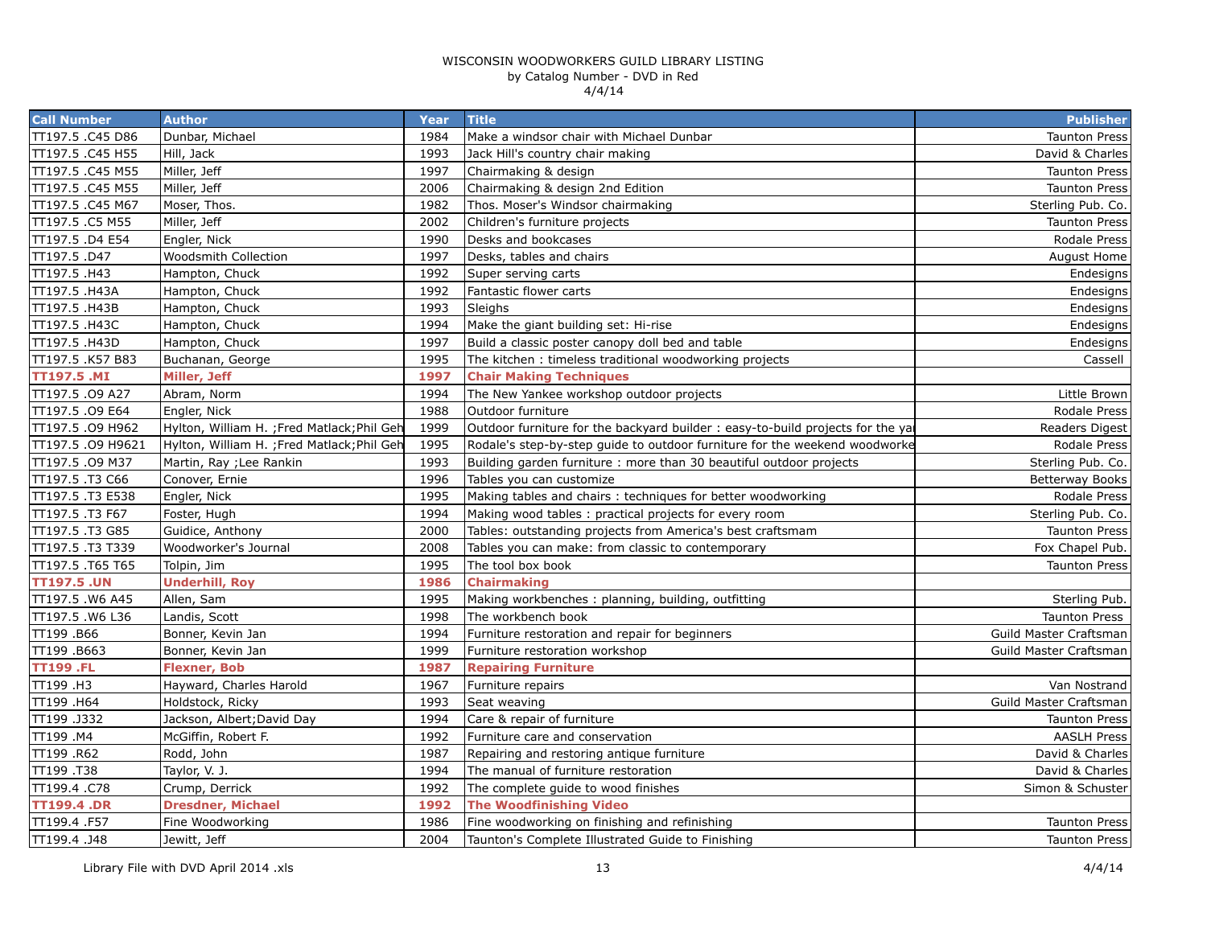WISCONSIN WOODWORKERS GUILD LIBRARY LISTING
by Catalog Number - DVD in Red
4/4/14

| Call Number | Author | Year | Title | Publisher |
|---|---|---|---|---|
| TT197.5 .C45 D86 | Dunbar, Michael | 1984 | Make a windsor chair with Michael Dunbar | Taunton Press |
| TT197.5 .C45 H55 | Hill, Jack | 1993 | Jack Hill's country chair making | David & Charles |
| TT197.5 .C45 M55 | Miller, Jeff | 1997 | Chairmaking & design | Taunton Press |
| TT197.5 .C45 M55 | Miller, Jeff | 2006 | Chairmaking & design 2nd Edition | Taunton Press |
| TT197.5 .C45 M67 | Moser, Thos. | 1982 | Thos. Moser's Windsor chairmaking | Sterling Pub. Co. |
| TT197.5 .C5 M55 | Miller, Jeff | 2002 | Children's furniture projects | Taunton Press |
| TT197.5 .D4 E54 | Engler, Nick | 1990 | Desks and bookcases | Rodale Press |
| TT197.5 .D47 | Woodsmith Collection | 1997 | Desks, tables and chairs | August Home |
| TT197.5 .H43 | Hampton, Chuck | 1992 | Super serving carts | Endesigns |
| TT197.5 .H43A | Hampton, Chuck | 1992 | Fantastic flower carts | Endesigns |
| TT197.5 .H43B | Hampton, Chuck | 1993 | Sleighs | Endesigns |
| TT197.5 .H43C | Hampton, Chuck | 1994 | Make the giant building set: Hi-rise | Endesigns |
| TT197.5 .H43D | Hampton, Chuck | 1997 | Build a classic poster canopy doll bed and table | Endesigns |
| TT197.5 .K57 B83 | Buchanan, George | 1995 | The kitchen : timeless traditional woodworking projects | Cassell |
| **TT197.5 .MI** | **Miller, Jeff** | **1997** | **Chair Making Techniques** | |
| TT197.5 .O9 A27 | Abram, Norm | 1994 | The New Yankee workshop outdoor projects | Little Brown |
| TT197.5 .O9 E64 | Engler, Nick | 1988 | Outdoor furniture | Rodale Press |
| TT197.5 .O9 H962 | Hylton, William H. ;Fred Matlack;Phil Geh | 1999 | Outdoor furniture for the backyard builder : easy-to-build projects for the ya | Readers Digest |
| TT197.5 .O9 H9621 | Hylton, William H. ;Fred Matlack;Phil Geh | 1995 | Rodale's step-by-step guide to outdoor furniture for the weekend woodworke | Rodale Press |
| TT197.5 .O9 M37 | Martin, Ray ;Lee Rankin | 1993 | Building garden furniture : more than 30 beautiful outdoor projects | Sterling Pub. Co. |
| TT197.5 .T3 C66 | Conover, Ernie | 1996 | Tables you can customize | Betterway Books |
| TT197.5 .T3 E538 | Engler, Nick | 1995 | Making tables and chairs : techniques for better woodworking | Rodale Press |
| TT197.5 .T3 F67 | Foster, Hugh | 1994 | Making wood tables : practical projects for every room | Sterling Pub. Co. |
| TT197.5 .T3 G85 | Guidice, Anthony | 2000 | Tables: outstanding projects from America's best craftsmam | Taunton Press |
| TT197.5 .T3 T339 | Woodworker's Journal | 2008 | Tables you can make: from classic to contemporary | Fox Chapel Pub. |
| TT197.5 .T65 T65 | Tolpin, Jim | 1995 | The tool box book | Taunton Press |
| **TT197.5 .UN** | **Underhill, Roy** | **1986** | **Chairmaking** | |
| TT197.5 .W6 A45 | Allen, Sam | 1995 | Making workbenches : planning, building, outfitting | Sterling Pub. |
| TT197.5 .W6 L36 | Landis, Scott | 1998 | The workbench book | Taunton Press |
| TT199 .B66 | Bonner, Kevin Jan | 1994 | Furniture restoration and repair for beginners | Guild Master Craftsman |
| TT199 .B663 | Bonner, Kevin Jan | 1999 | Furniture restoration workshop | Guild Master Craftsman |
| **TT199 .FL** | **Flexner, Bob** | **1987** | **Repairing Furniture** | |
| TT199 .H3 | Hayward, Charles Harold | 1967 | Furniture repairs | Van Nostrand |
| TT199 .H64 | Holdstock, Ricky | 1993 | Seat weaving | Guild Master Craftsman |
| TT199 .J332 | Jackson, Albert;David Day | 1994 | Care & repair of furniture | Taunton Press |
| TT199 .M4 | McGiffin, Robert F. | 1992 | Furniture care and conservation | AASLH Press |
| TT199 .R62 | Rodd, John | 1987 | Repairing and restoring antique furniture | David & Charles |
| TT199 .T38 | Taylor, V. J. | 1994 | The manual of furniture restoration | David & Charles |
| TT199.4 .C78 | Crump, Derrick | 1992 | The complete guide to wood finishes | Simon & Schuster |
| **TT199.4 .DR** | **Dresdner, Michael** | **1992** | **The Woodfinishing Video** | |
| TT199.4 .F57 | Fine Woodworking | 1986 | Fine woodworking on finishing and refinishing | Taunton Press |
| TT199.4 .J48 | Jewitt, Jeff | 2004 | Taunton's Complete Illustrated Guide to Finishing | Taunton Press |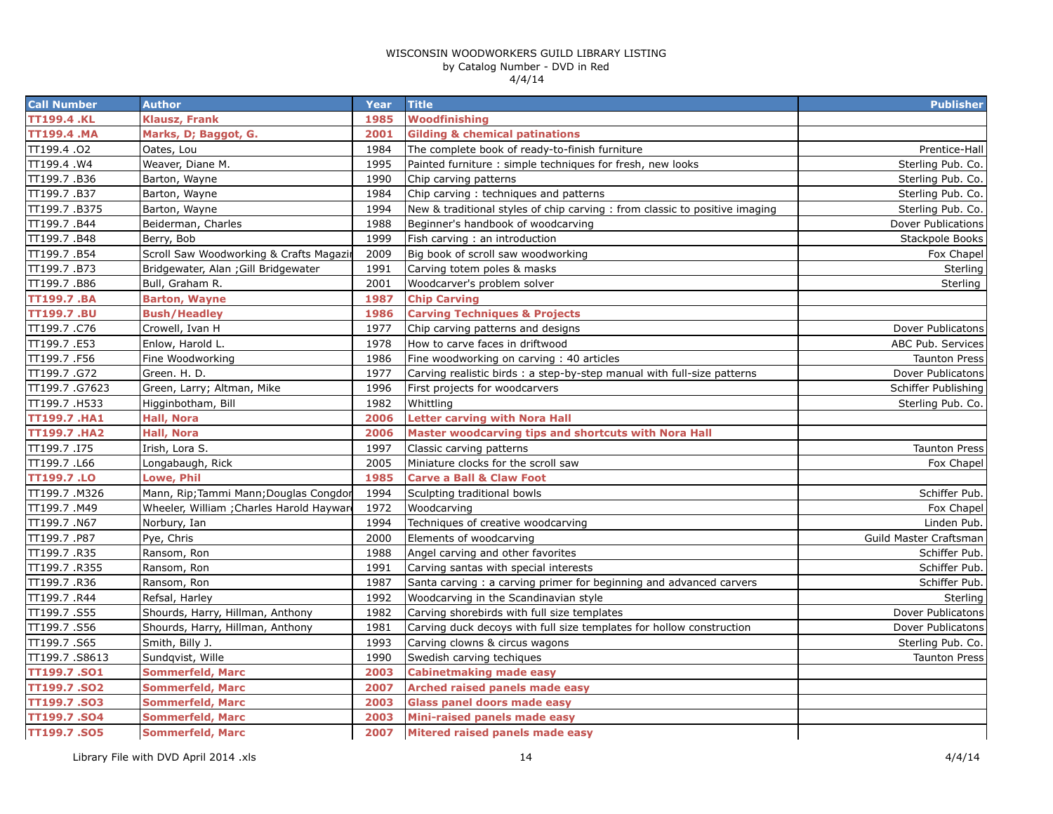# WISCONSIN WOODWORKERS GUILD LIBRARY LISTING

by Catalog Number - DVD in Red

4/4/14

| Call Number | Author | Year | Title | Publisher |
|---|---|---|---|---|
| **TT199.4 .KL** | **Klausz, Frank** | **1985** | **Woodfinishing** | |
| **TT199.4 .MA** | **Marks, D; Baggot, G.** | **2001** | **Gilding & chemical patinations** | |
| TT199.4 .O2 | Oates, Lou | 1984 | The complete book of ready-to-finish furniture | Prentice-Hall |
| TT199.4 .W4 | Weaver, Diane M. | 1995 | Painted furniture : simple techniques for fresh, new looks | Sterling Pub. Co. |
| TT199.7 .B36 | Barton, Wayne | 1990 | Chip carving patterns | Sterling Pub. Co. |
| TT199.7 .B37 | Barton, Wayne | 1984 | Chip carving : techniques and patterns | Sterling Pub. Co. |
| TT199.7 .B375 | Barton, Wayne | 1994 | New & traditional styles of chip carving : from classic to positive imaging | Sterling Pub. Co. |
| TT199.7 .B44 | Beiderman, Charles | 1988 | Beginner's handbook of woodcarving | Dover Publications |
| TT199.7 .B48 | Berry, Bob | 1999 | Fish carving : an introduction | Stackpole Books |
| TT199.7 .B54 | Scroll Saw Woodworking & Crafts Magazi | 2009 | Big book of scroll saw woodworking | Fox Chapel |
| TT199.7 .B73 | Bridgewater, Alan ;Gill Bridgewater | 1991 | Carving totem poles & masks | Sterling |
| TT199.7 .B86 | Bull, Graham R. | 2001 | Woodcarver's problem solver | Sterling |
| **TT199.7 .BA** | **Barton, Wayne** | **1987** | **Chip Carving** | |
| **TT199.7 .BU** | **Bush/Headley** | **1986** | **Carving Techniques & Projects** | |
| TT199.7 .C76 | Crowell, Ivan H | 1977 | Chip carving patterns and designs | Dover Publicatons |
| TT199.7 .E53 | Enlow, Harold L. | 1978 | How to carve faces in driftwood | ABC Pub. Services |
| TT199.7 .F56 | Fine Woodworking | 1986 | Fine woodworking on carving : 40 articles | Taunton Press |
| TT199.7 .G72 | Green. H. D. | 1977 | Carving realistic birds : a step-by-step manual with full-size patterns | Dover Publicatons |
| TT199.7 .G7623 | Green, Larry; Altman, Mike | 1996 | First projects for woodcarvers | Schiffer Publishing |
| TT199.7 .H533 | Higginbotham, Bill | 1982 | Whittling | Sterling Pub. Co. |
| **TT199.7 .HA1** | **Hall, Nora** | **2006** | **Letter carving with Nora Hall** | |
| **TT199.7 .HA2** | **Hall, Nora** | **2006** | **Master woodcarving tips and shortcuts with Nora Hall** | |
| TT199.7 .I75 | Irish, Lora S. | 1997 | Classic carving patterns | Taunton Press |
| TT199.7 .L66 | Longabaugh, Rick | 2005 | Miniature clocks for the scroll saw | Fox Chapel |
| **TT199.7 .LO** | **Lowe, Phil** | **1985** | **Carve a Ball & Claw Foot** | |
| TT199.7 .M326 | Mann, Rip;Tammi Mann;Douglas Congdor | 1994 | Sculpting traditional bowls | Schiffer Pub. |
| TT199.7 .M49 | Wheeler, William ;Charles Harold Haywar | 1972 | Woodcarving | Fox Chapel |
| TT199.7 .N67 | Norbury, Ian | 1994 | Techniques of creative woodcarving | Linden Pub. |
| TT199.7 .P87 | Pye, Chris | 2000 | Elements of woodcarving | Guild Master Craftsman |
| TT199.7 .R35 | Ransom, Ron | 1988 | Angel carving and other favorites | Schiffer Pub. |
| TT199.7 .R355 | Ransom, Ron | 1991 | Carving santas with special interests | Schiffer Pub. |
| TT199.7 .R36 | Ransom, Ron | 1987 | Santa carving : a carving primer for beginning and advanced carvers | Schiffer Pub. |
| TT199.7 .R44 | Refsal, Harley | 1992 | Woodcarving in the Scandinavian style | Sterling |
| TT199.7 .S55 | Shourds, Harry, Hillman, Anthony | 1982 | Carving shorebirds with full size templates | Dover Publicatons |
| TT199.7 .S56 | Shourds, Harry, Hillman, Anthony | 1981 | Carving duck decoys with full size templates for hollow construction | Dover Publicatons |
| TT199.7 .S65 | Smith, Billy J. | 1993 | Carving clowns & circus wagons | Sterling Pub. Co. |
| TT199.7 .S8613 | Sundqvist, Wille | 1990 | Swedish carving techiques | Taunton Press |
| **TT199.7 .SO1** | **Sommerfeld, Marc** | **2003** | **Cabinetmaking made easy** | |
| **TT199.7 .SO2** | **Sommerfeld, Marc** | **2007** | **Arched raised panels made easy** | |
| **TT199.7 .SO3** | **Sommerfeld, Marc** | **2003** | **Glass panel doors made easy** | |
| **TT199.7 .SO4** | **Sommerfeld, Marc** | **2003** | **Mini-raised panels made easy** | |
| **TT199.7 .SO5** | **Sommerfeld, Marc** | **2007** | **Mitered raised panels made easy** | |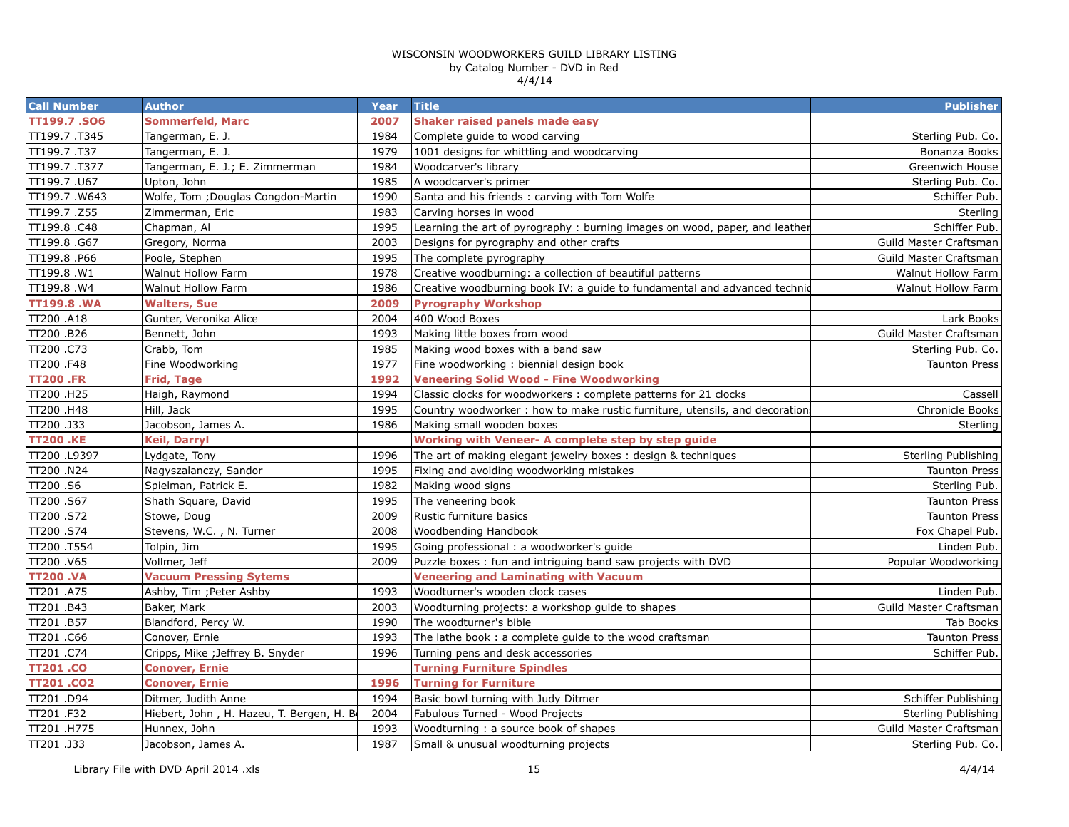WISCONSIN WOODWORKERS GUILD LIBRARY LISTING
by Catalog Number - DVD in Red
4/4/14

| Call Number | Author | Year | Title | Publisher |
|---|---|---|---|---|
| **TT199.7 .SO6** | **Sommerfeld, Marc** | **2007** | **Shaker raised panels made easy** | |
| TT199.7 .T345 | Tangerman, E. J. | 1984 | Complete guide to wood carving | Sterling Pub. Co. |
| TT199.7 .T37 | Tangerman, E. J. | 1979 | 1001 designs for whittling and woodcarving | Bonanza Books |
| TT199.7 .T377 | Tangerman, E. J.; E. Zimmerman | 1984 | Woodcarver's library | Greenwich House |
| TT199.7 .U67 | Upton, John | 1985 | A woodcarver's primer | Sterling Pub. Co. |
| TT199.7 .W643 | Wolfe, Tom ;Douglas Congdon-Martin | 1990 | Santa and his friends : carving with Tom Wolfe | Schiffer Pub. |
| TT199.7 .Z55 | Zimmerman, Eric | 1983 | Carving horses in wood | Sterling |
| TT199.8 .C48 | Chapman, Al | 1995 | Learning the art of pyrography : burning images on wood, paper, and leather | Schiffer Pub. |
| TT199.8 .G67 | Gregory, Norma | 2003 | Designs for pyrography and other crafts | Guild Master Craftsman |
| TT199.8 .P66 | Poole, Stephen | 1995 | The complete pyrography | Guild Master Craftsman |
| TT199.8 .W1 | Walnut Hollow Farm | 1978 | Creative woodburning: a collection of beautiful patterns | Walnut Hollow Farm |
| TT199.8 .W4 | Walnut Hollow Farm | 1986 | Creative woodburning book IV: a guide to fundamental and advanced technic | Walnut Hollow Farm |
| **TT199.8 .WA** | **Walters, Sue** | **2009** | **Pyrography Workshop** | |
| TT200 .A18 | Gunter, Veronika Alice | 2004 | 400 Wood Boxes | Lark Books |
| TT200 .B26 | Bennett, John | 1993 | Making little boxes from wood | Guild Master Craftsman |
| TT200 .C73 | Crabb, Tom | 1985 | Making wood boxes with a band saw | Sterling Pub. Co. |
| TT200 .F48 | Fine Woodworking | 1977 | Fine woodworking : biennial design book | Taunton Press |
| **TT200 .FR** | **Frid, Tage** | **1992** | **Veneering Solid Wood - Fine Woodworking** | |
| TT200 .H25 | Haigh, Raymond | 1994 | Classic clocks for woodworkers : complete patterns for 21 clocks | Cassell |
| TT200 .H48 | Hill, Jack | 1995 | Country woodworker : how to make rustic furniture, utensils, and decoration | Chronicle Books |
| TT200 .J33 | Jacobson, James A. | 1986 | Making small wooden boxes | Sterling |
| **TT200 .KE** | **Keil, Darryl** | | **Working with Veneer- A complete step by step guide** | |
| TT200 .L9397 | Lydgate, Tony | 1996 | The art of making elegant jewelry boxes : design & techniques | Sterling Publishing |
| TT200 .N24 | Nagyszalanczy, Sandor | 1995 | Fixing and avoiding woodworking mistakes | Taunton Press |
| TT200 .S6 | Spielman, Patrick E. | 1982 | Making wood signs | Sterling Pub. |
| TT200 .S67 | Shath Square, David | 1995 | The veneering book | Taunton Press |
| TT200 .S72 | Stowe, Doug | 2009 | Rustic furniture basics | Taunton Press |
| TT200 .S74 | Stevens, W.C. , N. Turner | 2008 | Woodbending Handbook | Fox Chapel Pub. |
| TT200 .T554 | Tolpin, Jim | 1995 | Going professional : a woodworker's guide | Linden Pub. |
| TT200 .V65 | Vollmer, Jeff | 2009 | Puzzle boxes : fun and intriguing band saw projects with DVD | Popular Woodworking |
| **TT200 .VA** | **Vacuum Pressing Sytems** | | **Veneering and Laminating with Vacuum** | |
| TT201 .A75 | Ashby, Tim ;Peter Ashby | 1993 | Woodturner's wooden clock cases | Linden Pub. |
| TT201 .B43 | Baker, Mark | 2003 | Woodturning projects: a workshop guide to shapes | Guild Master Craftsman |
| TT201 .B57 | Blandford, Percy W. | 1990 | The woodturner's bible | Tab Books |
| TT201 .C66 | Conover, Ernie | 1993 | The lathe book : a complete guide to the wood craftsman | Taunton Press |
| TT201 .C74 | Cripps, Mike ;Jeffrey B. Snyder | 1996 | Turning pens and desk accessories | Schiffer Pub. |
| **TT201 .CO** | **Conover, Ernie** | | **Turning Furniture Spindles** | |
| **TT201 .CO2** | **Conover, Ernie** | **1996** | **Turning for Furniture** | |
| TT201 .D94 | Ditmer, Judith Anne | 1994 | Basic bowl turning with Judy Ditmer | Schiffer Publishing |
| TT201 .F32 | Hiebert, John , H. Hazeu, T. Bergen, H. B | 2004 | Fabulous Turned - Wood Projects | Sterling Publishing |
| TT201 .H775 | Hunnex, John | 1993 | Woodturning : a source book of shapes | Guild Master Craftsman |
| TT201 .J33 | Jacobson, James A. | 1987 | Small & unusual woodturning projects | Sterling Pub. Co. |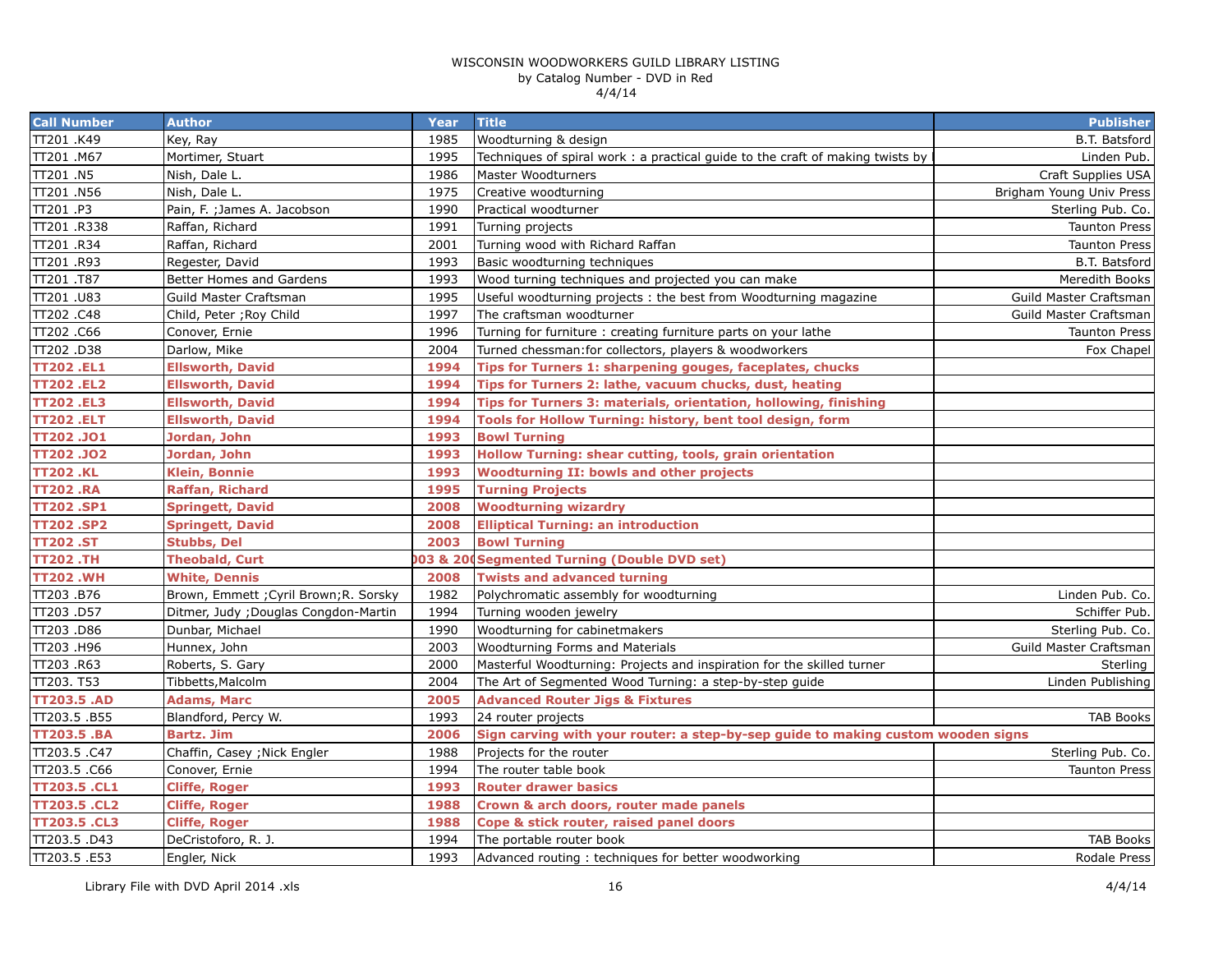WISCONSIN WOODWORKERS GUILD LIBRARY LISTING
by Catalog Number - DVD in Red
4/4/14

| Call Number | Author | Year | Title | Publisher |
|---|---|---|---|---|
| TT201 .K49 | Key, Ray | 1985 | Woodturning & design | B.T. Batsford |
| TT201 .M67 | Mortimer, Stuart | 1995 | Techniques of spiral work : a practical guide to the craft of making twists by | Linden Pub. |
| TT201 .N5 | Nish, Dale L. | 1986 | Master Woodturners | Craft Supplies USA |
| TT201 .N56 | Nish, Dale L. | 1975 | Creative woodturning | Brigham Young Univ Press |
| TT201 .P3 | Pain, F. ;James A. Jacobson | 1990 | Practical woodturner | Sterling Pub. Co. |
| TT201 .R338 | Raffan, Richard | 1991 | Turning projects | Taunton Press |
| TT201 .R34 | Raffan, Richard | 2001 | Turning wood with Richard Raffan | Taunton Press |
| TT201 .R93 | Regester, David | 1993 | Basic woodturning techniques | B.T. Batsford |
| TT201 .T87 | Better Homes and Gardens | 1993 | Wood turning techniques and projected you can make | Meredith Books |
| TT201 .U83 | Guild Master Craftsman | 1995 | Useful woodturning projects : the best from Woodturning magazine | Guild Master Craftsman |
| TT202 .C48 | Child, Peter ;Roy Child | 1997 | The craftsman woodturner | Guild Master Craftsman |
| TT202 .C66 | Conover, Ernie | 1996 | Turning for furniture : creating furniture parts on your lathe | Taunton Press |
| TT202 .D38 | Darlow, Mike | 2004 | Turned chessman:for collectors, players & woodworkers | Fox Chapel |
| **TT202 .EL1** | **Ellsworth, David** | **1994** | **Tips for Turners 1: sharpening gouges, faceplates, chucks** | |
| **TT202 .EL2** | **Ellsworth, David** | **1994** | **Tips for Turners 2: lathe, vacuum chucks, dust, heating** | |
| **TT202 .EL3** | **Ellsworth, David** | **1994** | **Tips for Turners 3: materials, orientation, hollowing, finishing** | |
| **TT202 .ELT** | **Ellsworth, David** | **1994** | **Tools for Hollow Turning: history, bent tool design, form** | |
| **TT202 .JO1** | **Jordan, John** | **1993** | **Bowl Turning** | |
| **TT202 .JO2** | **Jordan, John** | **1993** | **Hollow Turning: shear cutting, tools, grain orientation** | |
| **TT202 .KL** | **Klein, Bonnie** | **1993** | **Woodturning II: bowls and other projects** | |
| **TT202 .RA** | **Raffan, Richard** | **1995** | **Turning Projects** | |
| **TT202 .SP1** | **Springett, David** | **2008** | **Woodturning wizardry** | |
| **TT202 .SP2** | **Springett, David** | **2008** | **Elliptical Turning: an introduction** | |
| **TT202 .ST** | **Stubbs, Del** | **2003** | **Bowl Turning** | |
| **TT202 .TH** | **Theobald, Curt** | **003 & 20(** | **Segmented Turning (Double DVD set)** | |
| **TT202 .WH** | **White, Dennis** | **2008** | **Twists and advanced turning** | |
| TT203 .B76 | Brown, Emmett ;Cyril Brown;R. Sorsky | 1982 | Polychromatic assembly for woodturning | Linden Pub. Co. |
| TT203 .D57 | Ditmer, Judy ;Douglas Congdon-Martin | 1994 | Turning wooden jewelry | Schiffer Pub. |
| TT203 .D86 | Dunbar, Michael | 1990 | Woodturning for cabinetmakers | Sterling Pub. Co. |
| TT203 .H96 | Hunnex, John | 2003 | Woodturning Forms and Materials | Guild Master Craftsman |
| TT203 .R63 | Roberts, S. Gary | 2000 | Masterful Woodturning: Projects and inspiration for the skilled turner | Sterling |
| TT203. T53 | Tibbetts,Malcolm | 2004 | The Art of Segmented Wood Turning: a step-by-step guide | Linden Publishing |
| **TT203.5 .AD** | **Adams, Marc** | **2005** | **Advanced Router Jigs & Fixtures** | |
| TT203.5 .B55 | Blandford, Percy W. | 1993 | 24 router projects | TAB Books |
| **TT203.5 .BA** | **Bartz. Jim** | **2006** | **Sign carving with your router: a step-by-sep guide to making custom wooden signs** | |
| TT203.5 .C47 | Chaffin, Casey ;Nick Engler | 1988 | Projects for the router | Sterling Pub. Co. |
| TT203.5 .C66 | Conover, Ernie | 1994 | The router table book | Taunton Press |
| **TT203.5 .CL1** | **Cliffe, Roger** | **1993** | **Router drawer basics** | |
| **TT203.5 .CL2** | **Cliffe, Roger** | **1988** | **Crown & arch doors, router made panels** | |
| **TT203.5 .CL3** | **Cliffe, Roger** | **1988** | **Cope & stick router, raised panel doors** | |
| TT203.5 .D43 | DeCristoforo, R. J. | 1994 | The portable router book | TAB Books |
| TT203.5 .E53 | Engler, Nick | 1993 | Advanced routing : techniques for better woodworking | Rodale Press |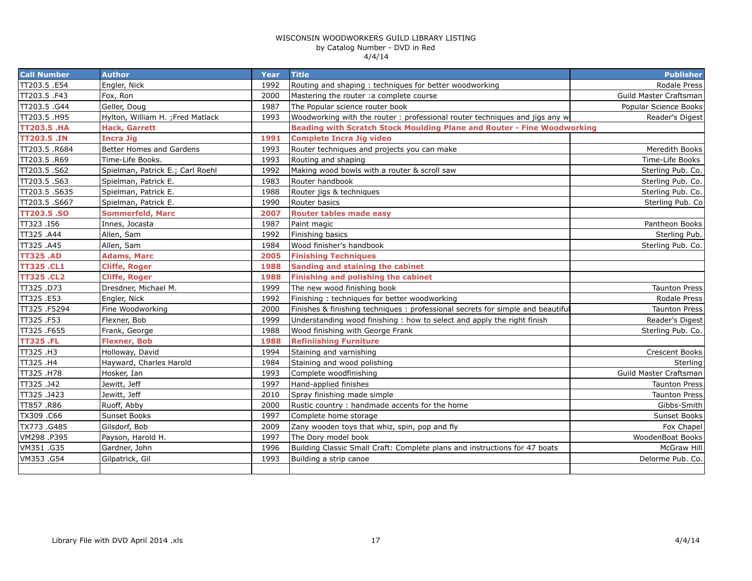WISCONSIN WOODWORKERS GUILD LIBRARY LISTING
by Catalog Number - DVD in Red
4/4/14

| Call Number | Author | Year | Title | Publisher |
|---|---|---|---|---|
| TT203.5 .E54 | Engler, Nick | 1992 | Routing and shaping : techniques for better woodworking | Rodale Press |
| TT203.5 .F43 | Fox, Ron | 2000 | Mastering the router :a complete course | Guild Master Craftsman |
| TT203.5 .G44 | Geller, Doug | 1987 | The Popular science router book | Popular Science Books |
| TT203.5 .H95 | Hylton, William H. ;Fred Matlack | 1993 | Woodworking with the router : professional router techniques and jigs any w | Reader's Digest |
| **TT203.5 .HA** | **Hack, Garrett** | | **Beading with Scratch Stock Moulding Plane and Router - Fine Woodworking** | |
| **TT203.5 .IN** | **Incra Jig** | **1991** | **Complete Incra Jig video** | |
| TT203.5 .R684 | Better Homes and Gardens | 1993 | Router techniques and projects you can make | Meredith Books |
| TT203.5 .R69 | Time-Life Books. | 1993 | Routing and shaping | Time-Life Books |
| TT203.5 .S62 | Spielman, Patrick E.; Carl Roehl | 1992 | Making wood bowls with a router & scroll saw | Sterling Pub. Co. |
| TT203.5 .S63 | Spielman, Patrick E. | 1983 | Router handbook | Sterling Pub. Co. |
| TT203.5 .S635 | Spielman, Patrick E. | 1988 | Router jigs & techniques | Sterling Pub. Co. |
| TT203.5 .S667 | Spielman, Patrick E. | 1990 | Router basics | Sterling Pub. Co |
| **TT203.5 .SO** | **Sommerfeld, Marc** | **2007** | **Router tables made easy** | |
| TT323 .I56 | Innes, Jocasta | 1987 | Paint magic | Pantheon Books |
| TT325 .A44 | Allen, Sam | 1992 | Finishing basics | Sterling Pub. |
| TT325 .A45 | Allen, Sam | 1984 | Wood finisher's handbook | Sterling Pub. Co. |
| **TT325 .AD** | **Adams, Marc** | **2005** | **Finishing Techniques** | |
| **TT325 .CL1** | **Cliffe, Roger** | **1988** | **Sanding and staining the cabinet** | |
| **TT325 .CL2** | **Cliffe, Roger** | **1988** | **Finishing and polishing the cabinet** | |
| TT325 .D73 | Dresdner, Michael M. | 1999 | The new wood finishing book | Taunton Press |
| TT325 .E53 | Engler, Nick | 1992 | Finishing : techniques for better woodworking | Rodale Press |
| TT325 .F5294 | Fine Woodworking | 2000 | Finishes & finishing techniques : professional secrets for simple and beautiful | Taunton Press |
| TT325 .F53 | Flexner, Bob | 1999 | Understanding wood finishing : how to select and apply the right finish | Reader's Digest |
| TT325 .F655 | Frank, George | 1988 | Wood finishing with George Frank | Sterling Pub. Co. |
| **TT325 .FL** | **Flexner, Bob** | **1988** | **Refiniishing Furniture** | |
| TT325 .H3 | Holloway, David | 1994 | Staining and varnishing | Crescent Books |
| TT325 .H4 | Hayward, Charles Harold | 1984 | Staining and wood polishing | Sterling |
| TT325 .H78 | Hosker, Ian | 1993 | Complete woodfinishing | Guild Master Craftsman |
| TT325 .J42 | Jewitt, Jeff | 1997 | Hand-applied finishes | Taunton Press |
| TT325 .J423 | Jewitt, Jeff | 2010 | Spray finishing made simple | Taunton Press |
| TT857 .R86 | Ruoff, Abby | 2000 | Rustic country : handmade accents for the home | Gibbs-Smith |
| TX309 .C66 | Sunset Books | 1997 | Complete home storage | Sunset Books |
| TX773 .G485 | Gilsdorf, Bob | 2009 | Zany wooden toys that whiz, spin, pop and fly | Fox Chapel |
| VM298 .P395 | Payson, Harold H. | 1997 | The Dory model book | WoodenBoat Books |
| VM351 .G35 | Gardner, John | 1996 | Building Classic Small Craft: Complete plans and instructions for 47 boats | McGraw Hill |
| VM353 .G54 | Gilpatrick, Gil | 1993 | Building a strip canoe | Delorme Pub. Co. |
| | | | | |